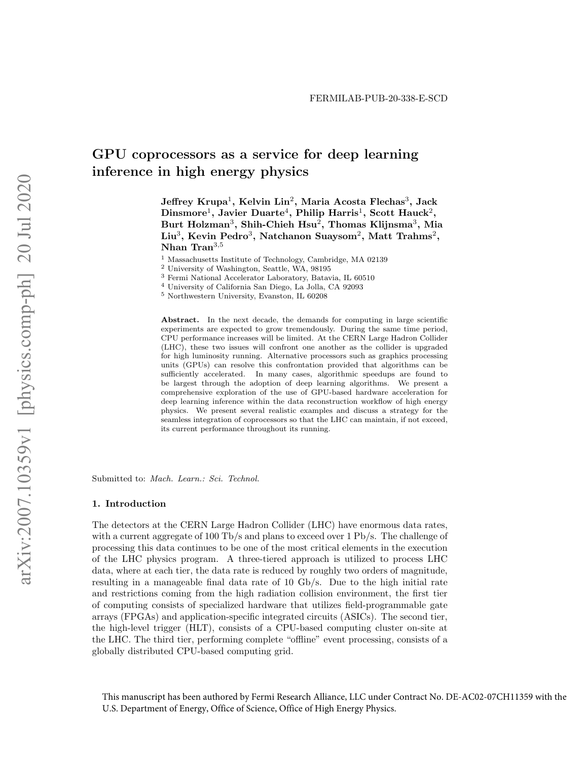FERMILAB-PUB-20-338-E-SCD

# GPU coprocessors as a service for deep learning inference in high energy physics

**Jeffrey Krupa**[1], **Kelvin Lin**[2], **Maria Acosta Flechas**[3], **Jack Dinsmore**[1], **Javier Duarte**[4], **Philip Harris**[1], **Scott Hauck**[2], **Burt Holzman**[3], **Shih-Chieh Hsu**[2], **Thomas Klijnsma**[3], **Mia Liu**[3], **Kevin Pedro**[3], **Natchanon Suaysom**[2], **Matt Trahms**[2], **Nhan Tran**[3,5]

[1] Massachusetts Institute of Technology, Cambridge, MA 02139
[2] University of Washington, Seattle, WA, 98195
[3] Fermi National Accelerator Laboratory, Batavia, IL 60510
[4] University of California San Diego, La Jolla, CA 92093
[5] Northwestern University, Evanston, IL 60208

**Abstract.** In the next decade, the demands for computing in large scientific experiments are expected to grow tremendously. During the same time period, CPU performance increases will be limited. At the CERN Large Hadron Collider (LHC), these two issues will confront one another as the collider is upgraded for high luminosity running. Alternative processors such as graphics processing units (GPUs) can resolve this confrontation provided that algorithms can be sufficiently accelerated. In many cases, algorithmic speedups are found to be largest through the adoption of deep learning algorithms. We present a comprehensive exploration of the use of GPU-based hardware acceleration for deep learning inference within the data reconstruction workflow of high energy physics. We present several realistic examples and discuss a strategy for the seamless integration of coprocessors so that the LHC can maintain, if not exceed, its current performance throughout its running.

Submitted to: *Mach. Learn.: Sci. Technol.*

## 1. Introduction

The detectors at the CERN Large Hadron Collider (LHC) have enormous data rates, with a current aggregate of 100 Tb/s and plans to exceed over 1 Pb/s. The challenge of processing this data continues to be one of the most critical elements in the execution of the LHC physics program. A three-tiered approach is utilized to process LHC data, where at each tier, the data rate is reduced by roughly two orders of magnitude, resulting in a manageable final data rate of 10 Gb/s. Due to the high initial rate and restrictions coming from the high radiation collision environment, the first tier of computing consists of specialized hardware that utilizes field-programmable gate arrays (FPGAs) and application-specific integrated circuits (ASICs). The second tier, the high-level trigger (HLT), consists of a CPU-based computing cluster on-site at the LHC. The third tier, performing complete "offline" event processing, consists of a globally distributed CPU-based computing grid.

This manuscript has been authored by Fermi Research Alliance, LLC under Contract No. DE-AC02-07CH11359 with the U.S. Department of Energy, Office of Science, Office of High Energy Physics.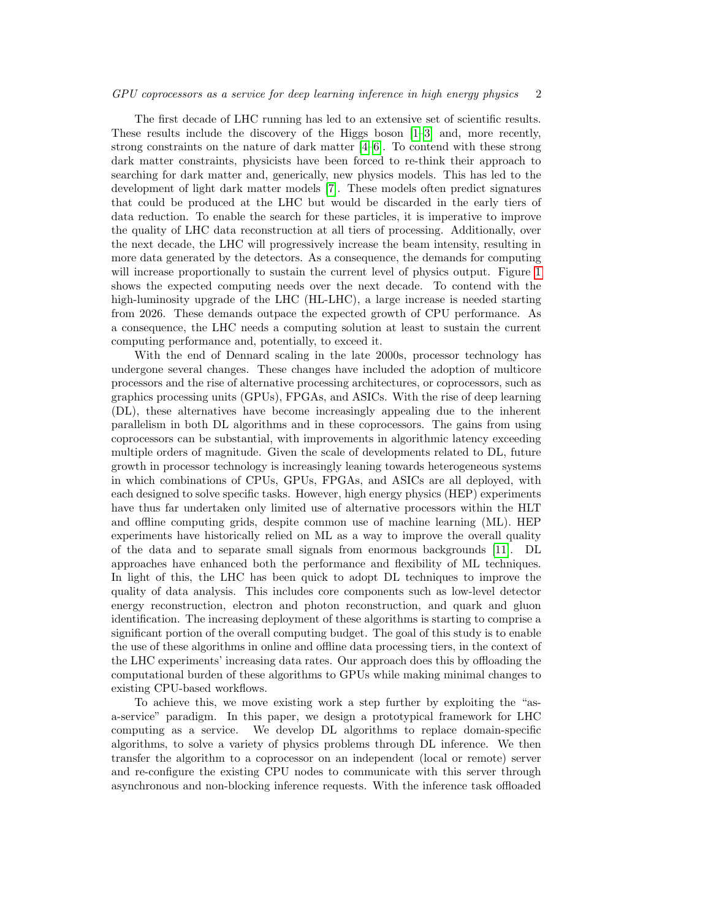The first decade of LHC running has led to an extensive set of scientific results. These results include the discovery of the Higgs boson [1–3] and, more recently, strong constraints on the nature of dark matter [4–6]. To contend with these strong dark matter constraints, physicists have been forced to re-think their approach to searching for dark matter and, generically, new physics models. This has led to the development of light dark matter models [7]. These models often predict signatures that could be produced at the LHC but would be discarded in the early tiers of data reduction. To enable the search for these particles, it is imperative to improve the quality of LHC data reconstruction at all tiers of processing. Additionally, over the next decade, the LHC will progressively increase the beam intensity, resulting in more data generated by the detectors. As a consequence, the demands for computing will increase proportionally to sustain the current level of physics output. Figure 1 shows the expected computing needs over the next decade. To contend with the high-luminosity upgrade of the LHC (HL-LHC), a large increase is needed starting from 2026. These demands outpace the expected growth of CPU performance. As a consequence, the LHC needs a computing solution at least to sustain the current computing performance and, potentially, to exceed it.

With the end of Dennard scaling in the late 2000s, processor technology has undergone several changes. These changes have included the adoption of multicore processors and the rise of alternative processing architectures, or coprocessors, such as graphics processing units (GPUs), FPGAs, and ASICs. With the rise of deep learning (DL), these alternatives have become increasingly appealing due to the inherent parallelism in both DL algorithms and in these coprocessors. The gains from using coprocessors can be substantial, with improvements in algorithmic latency exceeding multiple orders of magnitude. Given the scale of developments related to DL, future growth in processor technology is increasingly leaning towards heterogeneous systems in which combinations of CPUs, GPUs, FPGAs, and ASICs are all deployed, with each designed to solve specific tasks. However, high energy physics (HEP) experiments have thus far undertaken only limited use of alternative processors within the HLT and offline computing grids, despite common use of machine learning (ML). HEP experiments have historically relied on ML as a way to improve the overall quality of the data and to separate small signals from enormous backgrounds [11]. DL approaches have enhanced both the performance and flexibility of ML techniques. In light of this, the LHC has been quick to adopt DL techniques to improve the quality of data analysis. This includes core components such as low-level detector energy reconstruction, electron and photon reconstruction, and quark and gluon identification. The increasing deployment of these algorithms is starting to comprise a significant portion of the overall computing budget. The goal of this study is to enable the use of these algorithms in online and offline data processing tiers, in the context of the LHC experiments' increasing data rates. Our approach does this by offloading the computational burden of these algorithms to GPUs while making minimal changes to existing CPU-based workflows.

To achieve this, we move existing work a step further by exploiting the "as-a-service" paradigm. In this paper, we design a prototypical framework for LHC computing as a service. We develop DL algorithms to replace domain-specific algorithms, to solve a variety of physics problems through DL inference. We then transfer the algorithm to a coprocessor on an independent (local or remote) server and re-configure the existing CPU nodes to communicate with this server through asynchronous and non-blocking inference requests. With the inference task offloaded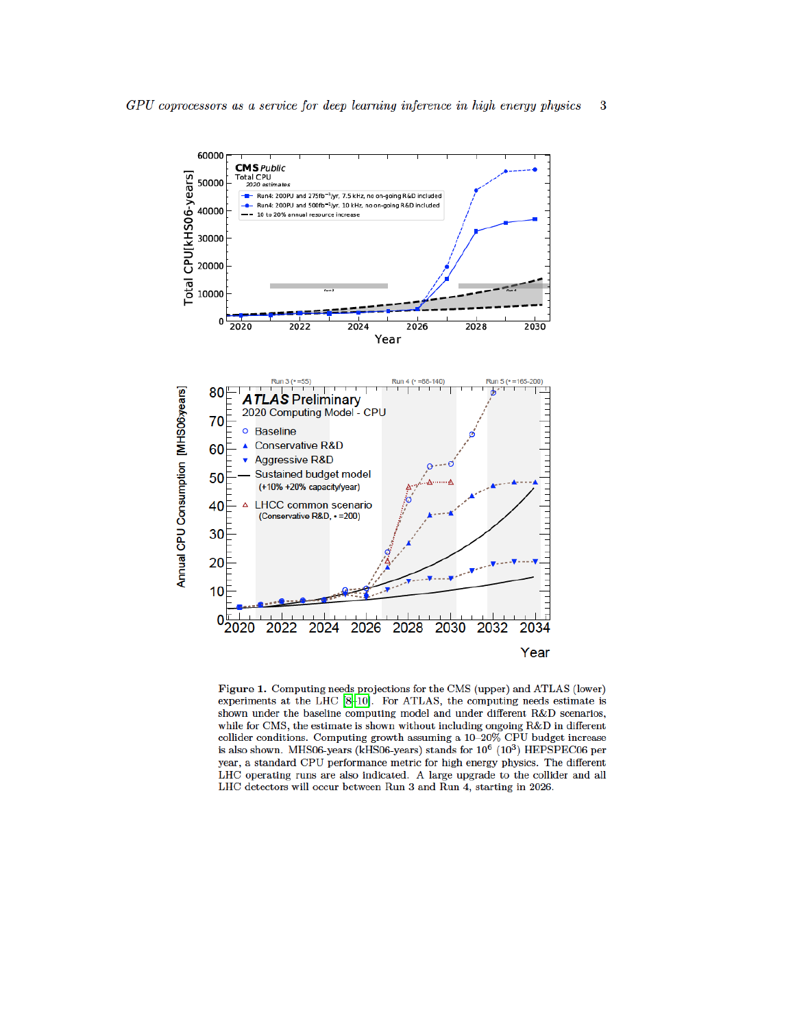**Figure 1.** Computing needs projections for the CMS (upper) and ATLAS (lower) experiments at the LHC [8–10]. For ATLAS, the computing needs estimate is shown under the baseline computing model and under different R&D scenarios, while for CMS, the estimate is shown without including ongoing R&D in different collider conditions. Computing growth assuming a 10–20% CPU budget increase is also shown. MHS06-years (kHS06-years) stands for $10^6$ ($10^3$) HEPSPEC06 per year, a standard CPU performance metric for high energy physics. The different LHC operating runs are also indicated. A large upgrade to the collider and all LHC detectors will occur between Run 3 and Run 4, starting in 2026.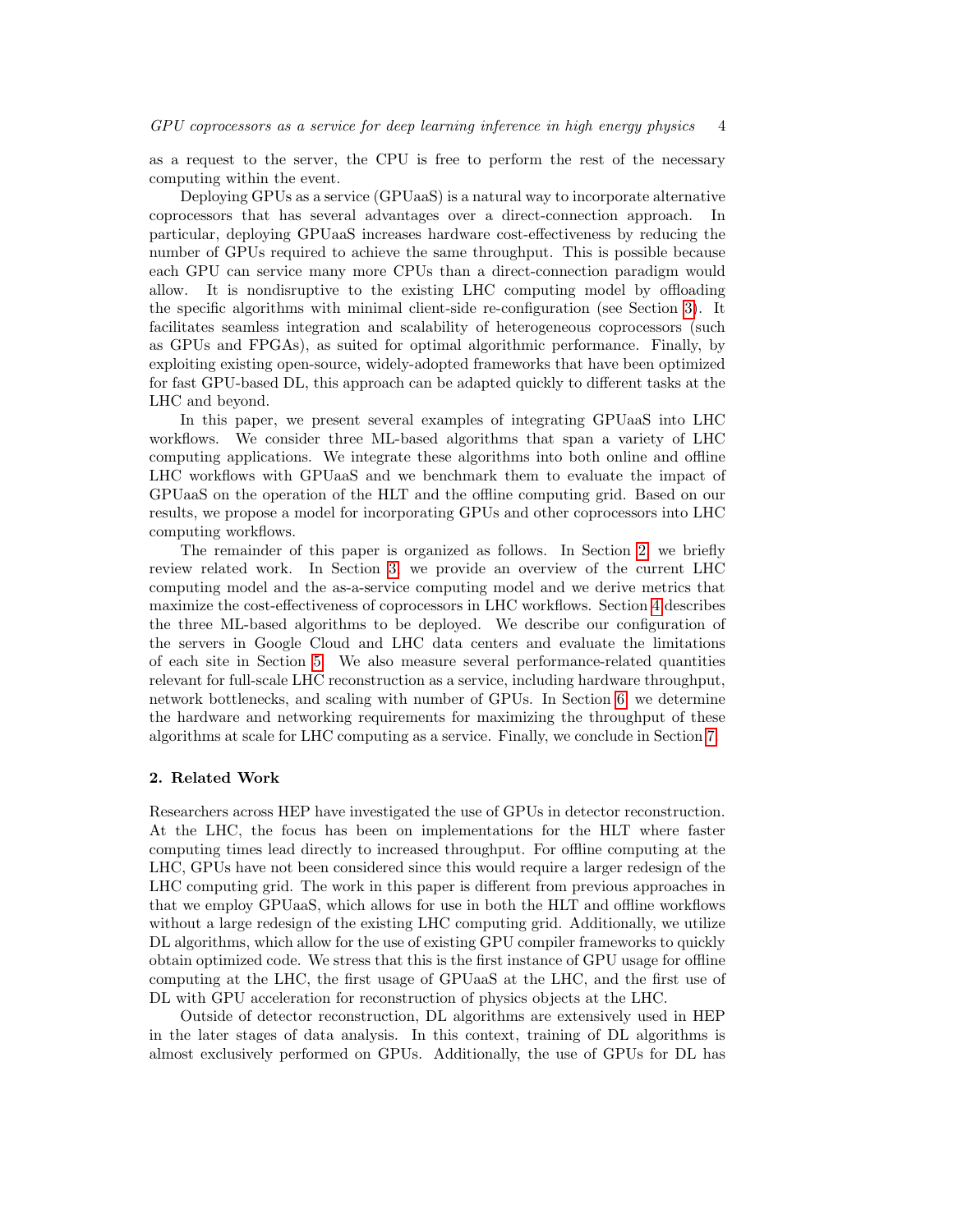as a request to the server, the CPU is free to perform the rest of the necessary computing within the event.

Deploying GPUs as a service (GPUaaS) is a natural way to incorporate alternative coprocessors that has several advantages over a direct-connection approach. In particular, deploying GPUaaS increases hardware cost-effectiveness by reducing the number of GPUs required to achieve the same throughput. This is possible because each GPU can service many more CPUs than a direct-connection paradigm would allow. It is nondisruptive to the existing LHC computing model by offloading the specific algorithms with minimal client-side re-configuration (see Section 3). It facilitates seamless integration and scalability of heterogeneous coprocessors (such as GPUs and FPGAs), as suited for optimal algorithmic performance. Finally, by exploiting existing open-source, widely-adopted frameworks that have been optimized for fast GPU-based DL, this approach can be adapted quickly to different tasks at the LHC and beyond.

In this paper, we present several examples of integrating GPUaaS into LHC workflows. We consider three ML-based algorithms that span a variety of LHC computing applications. We integrate these algorithms into both online and offline LHC workflows with GPUaaS and we benchmark them to evaluate the impact of GPUaaS on the operation of the HLT and the offline computing grid. Based on our results, we propose a model for incorporating GPUs and other coprocessors into LHC computing workflows.

The remainder of this paper is organized as follows. In Section 2, we briefly review related work. In Section 3, we provide an overview of the current LHC computing model and the as-a-service computing model and we derive metrics that maximize the cost-effectiveness of coprocessors in LHC workflows. Section 4 describes the three ML-based algorithms to be deployed. We describe our configuration of the servers in Google Cloud and LHC data centers and evaluate the limitations of each site in Section 5. We also measure several performance-related quantities relevant for full-scale LHC reconstruction as a service, including hardware throughput, network bottlenecks, and scaling with number of GPUs. In Section 6, we determine the hardware and networking requirements for maximizing the throughput of these algorithms at scale for LHC computing as a service. Finally, we conclude in Section 7.

## 2. Related Work

Researchers across HEP have investigated the use of GPUs in detector reconstruction. At the LHC, the focus has been on implementations for the HLT where faster computing times lead directly to increased throughput. For offline computing at the LHC, GPUs have not been considered since this would require a larger redesign of the LHC computing grid. The work in this paper is different from previous approaches in that we employ GPUaaS, which allows for use in both the HLT and offline workflows without a large redesign of the existing LHC computing grid. Additionally, we utilize DL algorithms, which allow for the use of existing GPU compiler frameworks to quickly obtain optimized code. We stress that this is the first instance of GPU usage for offline computing at the LHC, the first usage of GPUaaS at the LHC, and the first use of DL with GPU acceleration for reconstruction of physics objects at the LHC.

Outside of detector reconstruction, DL algorithms are extensively used in HEP in the later stages of data analysis. In this context, training of DL algorithms is almost exclusively performed on GPUs. Additionally, the use of GPUs for DL has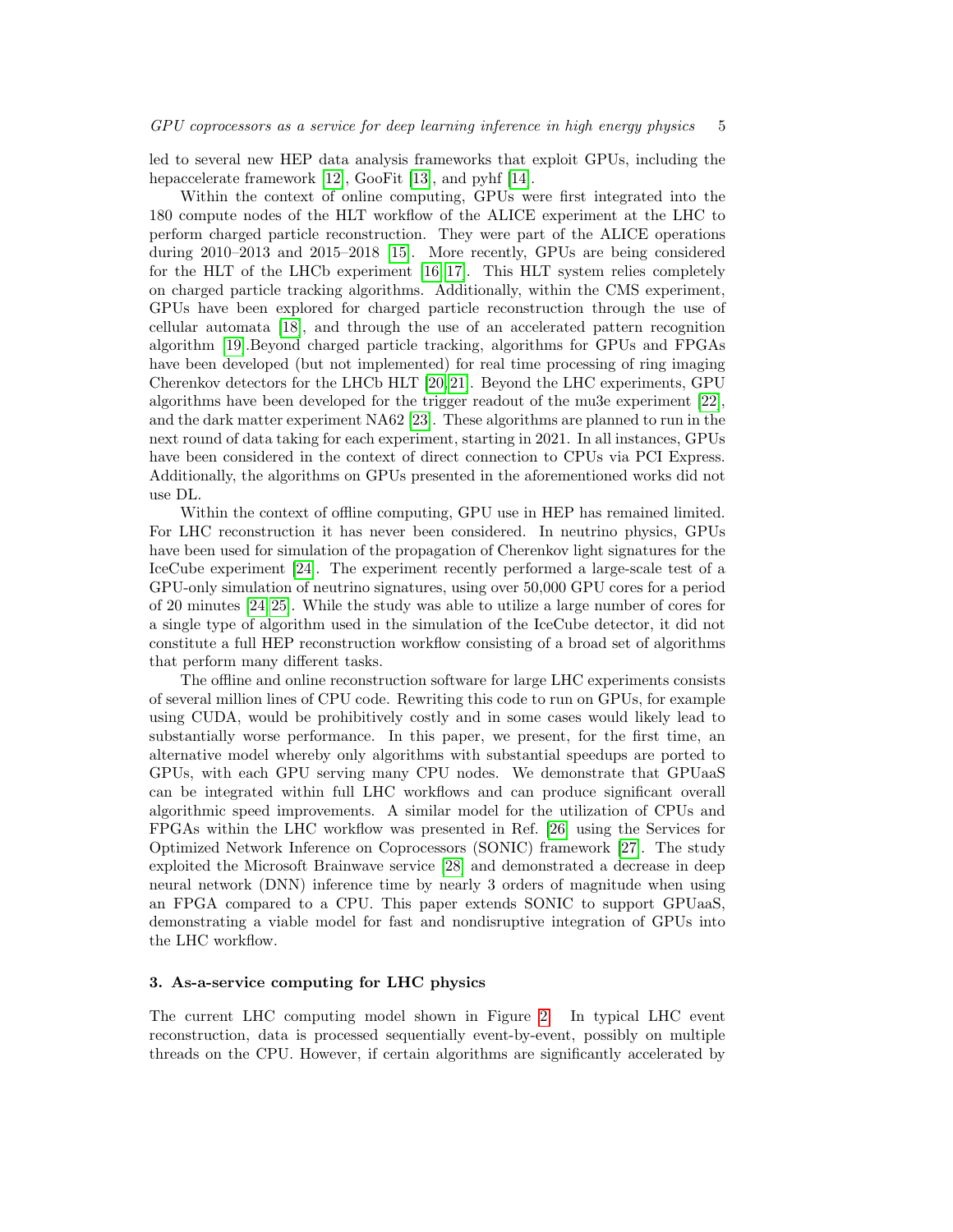led to several new HEP data analysis frameworks that exploit GPUs, including the hepaccelerate framework [12], GooFit [13], and pyhf [14].

Within the context of online computing, GPUs were first integrated into the 180 compute nodes of the HLT workflow of the ALICE experiment at the LHC to perform charged particle reconstruction. They were part of the ALICE operations during 2010–2013 and 2015–2018 [15]. More recently, GPUs are being considered for the HLT of the LHCb experiment [16, 17]. This HLT system relies completely on charged particle tracking algorithms. Additionally, within the CMS experiment, GPUs have been explored for charged particle reconstruction through the use of cellular automata [18], and through the use of an accelerated pattern recognition algorithm [19].Beyond charged particle tracking, algorithms for GPUs and FPGAs have been developed (but not implemented) for real time processing of ring imaging Cherenkov detectors for the LHCb HLT [20, 21]. Beyond the LHC experiments, GPU algorithms have been developed for the trigger readout of the mu3e experiment [22], and the dark matter experiment NA62 [23]. These algorithms are planned to run in the next round of data taking for each experiment, starting in 2021. In all instances, GPUs have been considered in the context of direct connection to CPUs via PCI Express. Additionally, the algorithms on GPUs presented in the aforementioned works did not use DL.

Within the context of offline computing, GPU use in HEP has remained limited. For LHC reconstruction it has never been considered. In neutrino physics, GPUs have been used for simulation of the propagation of Cherenkov light signatures for the IceCube experiment [24]. The experiment recently performed a large-scale test of a GPU-only simulation of neutrino signatures, using over 50,000 GPU cores for a period of 20 minutes [24, 25]. While the study was able to utilize a large number of cores for a single type of algorithm used in the simulation of the IceCube detector, it did not constitute a full HEP reconstruction workflow consisting of a broad set of algorithms that perform many different tasks.

The offline and online reconstruction software for large LHC experiments consists of several million lines of CPU code. Rewriting this code to run on GPUs, for example using CUDA, would be prohibitively costly and in some cases would likely lead to substantially worse performance. In this paper, we present, for the first time, an alternative model whereby only algorithms with substantial speedups are ported to GPUs, with each GPU serving many CPU nodes. We demonstrate that GPUaaS can be integrated within full LHC workflows and can produce significant overall algorithmic speed improvements. A similar model for the utilization of CPUs and FPGAs within the LHC workflow was presented in Ref. [26] using the Services for Optimized Network Inference on Coprocessors (SONIC) framework [27]. The study exploited the Microsoft Brainwave service [28] and demonstrated a decrease in deep neural network (DNN) inference time by nearly 3 orders of magnitude when using an FPGA compared to a CPU. This paper extends SONIC to support GPUaaS, demonstrating a viable model for fast and nondisruptive integration of GPUs into the LHC workflow.

## 3. As-a-service computing for LHC physics

The current LHC computing model shown in Figure 2. In typical LHC event reconstruction, data is processed sequentially event-by-event, possibly on multiple threads on the CPU. However, if certain algorithms are significantly accelerated by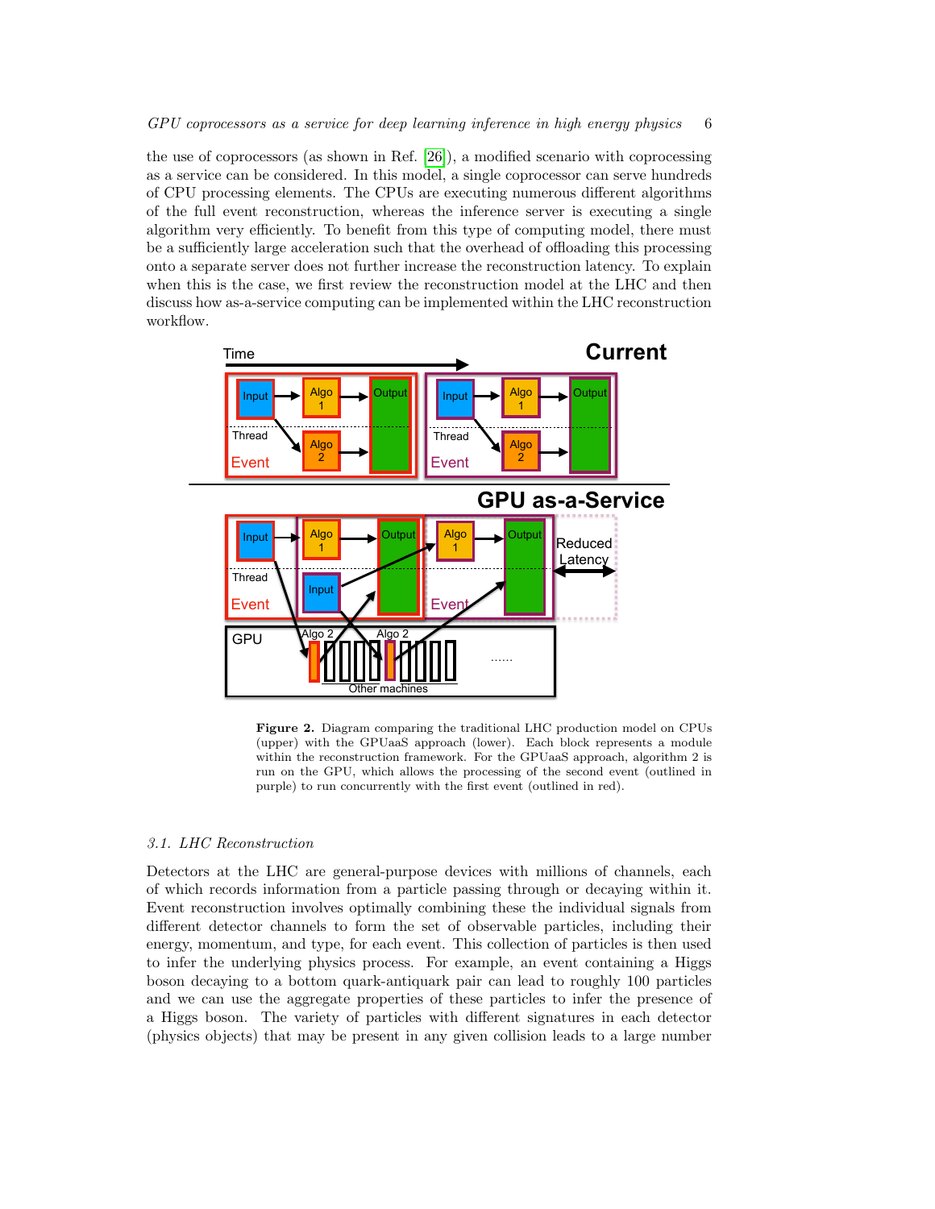the use of coprocessors (as shown in Ref. [26]), a modified scenario with coprocessing as a service can be considered. In this model, a single coprocessor can serve hundreds of CPU processing elements. The CPUs are executing numerous different algorithms of the full event reconstruction, whereas the inference server is executing a single algorithm very efficiently. To benefit from this type of computing model, there must be a sufficiently large acceleration such that the overhead of offloading this processing onto a separate server does not further increase the reconstruction latency. To explain when this is the case, we first review the reconstruction model at the LHC and then discuss how as-a-service computing can be implemented within the LHC reconstruction workflow.

**Figure 2.** Diagram comparing the traditional LHC production model on CPUs (upper) with the GPUaaS approach (lower). Each block represents a module within the reconstruction framework. For the GPUaaS approach, algorithm 2 is run on the GPU, which allows the processing of the second event (outlined in purple) to run concurrently with the first event (outlined in red).

### 3.1. LHC Reconstruction

Detectors at the LHC are general-purpose devices with millions of channels, each of which records information from a particle passing through or decaying within it. Event reconstruction involves optimally combining these the individual signals from different detector channels to form the set of observable particles, including their energy, momentum, and type, for each event. This collection of particles is then used to infer the underlying physics process. For example, an event containing a Higgs boson decaying to a bottom quark-antiquark pair can lead to roughly 100 particles and we can use the aggregate properties of these particles to infer the presence of a Higgs boson. The variety of particles with different signatures in each detector (physics objects) that may be present in any given collision leads to a large number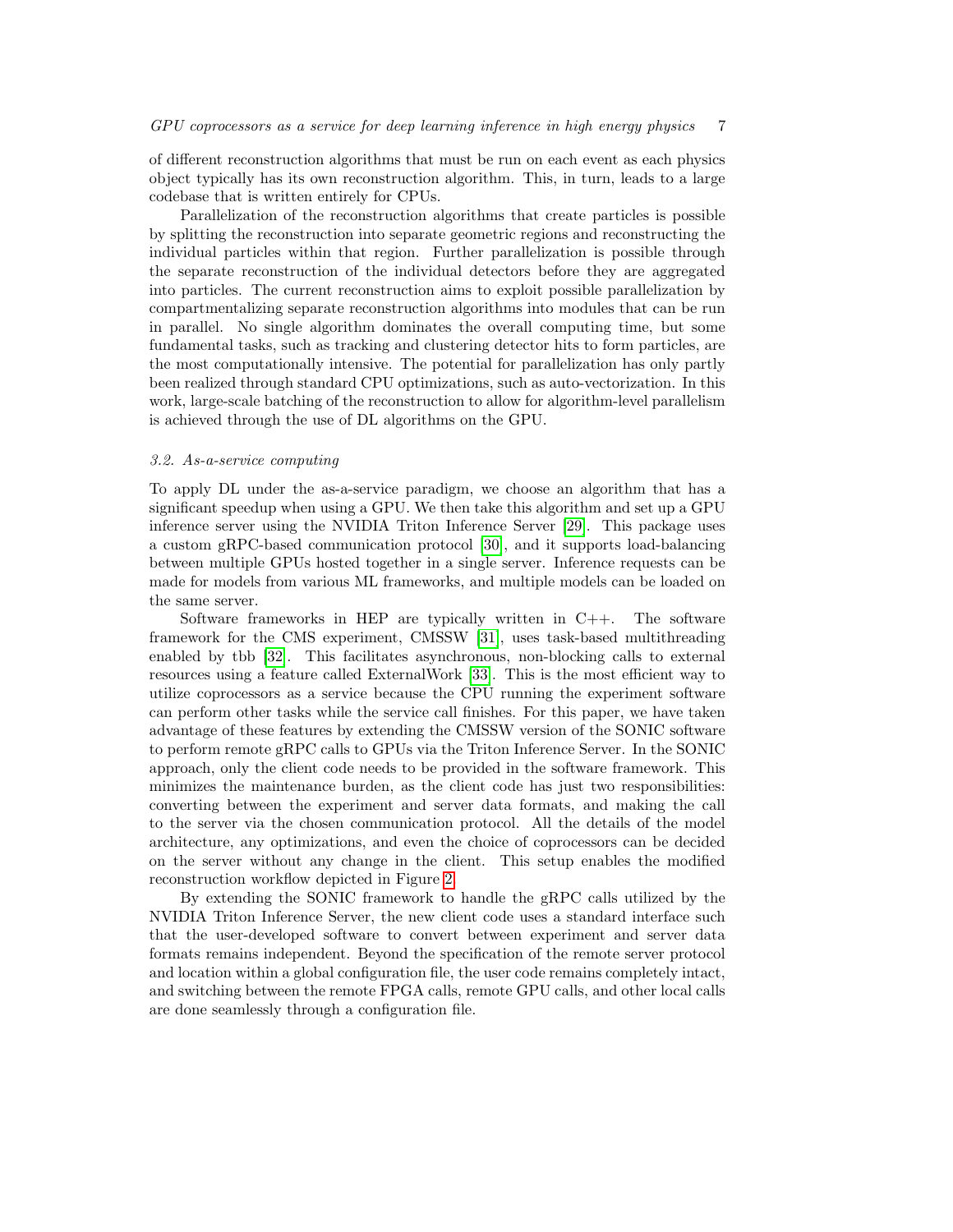of different reconstruction algorithms that must be run on each event as each physics object typically has its own reconstruction algorithm. This, in turn, leads to a large codebase that is written entirely for CPUs.

Parallelization of the reconstruction algorithms that create particles is possible by splitting the reconstruction into separate geometric regions and reconstructing the individual particles within that region. Further parallelization is possible through the separate reconstruction of the individual detectors before they are aggregated into particles. The current reconstruction aims to exploit possible parallelization by compartmentalizing separate reconstruction algorithms into modules that can be run in parallel. No single algorithm dominates the overall computing time, but some fundamental tasks, such as tracking and clustering detector hits to form particles, are the most computationally intensive. The potential for parallelization has only partly been realized through standard CPU optimizations, such as auto-vectorization. In this work, large-scale batching of the reconstruction to allow for algorithm-level parallelism is achieved through the use of DL algorithms on the GPU.

### *3.2. As-a-service computing*

To apply DL under the as-a-service paradigm, we choose an algorithm that has a significant speedup when using a GPU. We then take this algorithm and set up a GPU inference server using the NVIDIA Triton Inference Server [29]. This package uses a custom gRPC-based communication protocol [30], and it supports load-balancing between multiple GPUs hosted together in a single server. Inference requests can be made for models from various ML frameworks, and multiple models can be loaded on the same server.

Software frameworks in HEP are typically written in C++. The software framework for the CMS experiment, CMSSW [31], uses task-based multithreading enabled by tbb [32]. This facilitates asynchronous, non-blocking calls to external resources using a feature called ExternalWork [33]. This is the most efficient way to utilize coprocessors as a service because the CPU running the experiment software can perform other tasks while the service call finishes. For this paper, we have taken advantage of these features by extending the CMSSW version of the SONIC software to perform remote gRPC calls to GPUs via the Triton Inference Server. In the SONIC approach, only the client code needs to be provided in the software framework. This minimizes the maintenance burden, as the client code has just two responsibilities: converting between the experiment and server data formats, and making the call to the server via the chosen communication protocol. All the details of the model architecture, any optimizations, and even the choice of coprocessors can be decided on the server without any change in the client. This setup enables the modified reconstruction workflow depicted in Figure 2.

By extending the SONIC framework to handle the gRPC calls utilized by the NVIDIA Triton Inference Server, the new client code uses a standard interface such that the user-developed software to convert between experiment and server data formats remains independent. Beyond the specification of the remote server protocol and location within a global configuration file, the user code remains completely intact, and switching between the remote FPGA calls, remote GPU calls, and other local calls are done seamlessly through a configuration file.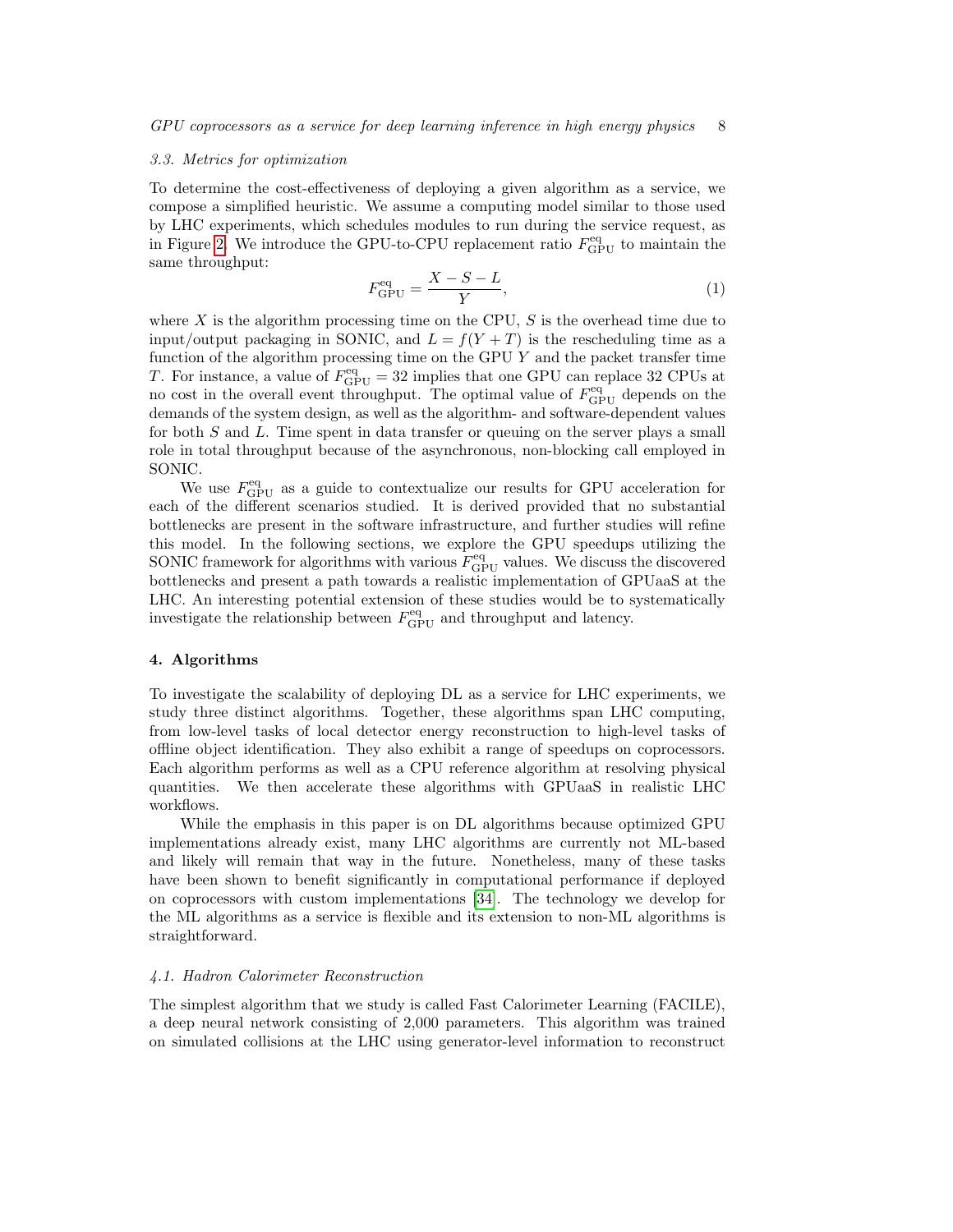### 3.3. Metrics for optimization

To determine the cost-effectiveness of deploying a given algorithm as a service, we compose a simplified heuristic. We assume a computing model similar to those used by LHC experiments, which schedules modules to run during the service request, as in Figure 2. We introduce the GPU-to-CPU replacement ratio $F_{\mathrm{GPU}}^{\mathrm{eq}}$ to maintain the same throughput:

$$F_{\mathrm{GPU}}^{\mathrm{eq}} = \frac{X - S - L}{Y}, \tag{1}$$

where $X$ is the algorithm processing time on the CPU, $S$ is the overhead time due to input/output packaging in SONIC, and $L = f(Y + T)$ is the rescheduling time as a function of the algorithm processing time on the GPU $Y$ and the packet transfer time $T$. For instance, a value of $F_{\mathrm{GPU}}^{\mathrm{eq}} = 32$ implies that one GPU can replace 32 CPUs at no cost in the overall event throughput. The optimal value of $F_{\mathrm{GPU}}^{\mathrm{eq}}$ depends on the demands of the system design, as well as the algorithm- and software-dependent values for both $S$ and $L$. Time spent in data transfer or queuing on the server plays a small role in total throughput because of the asynchronous, non-blocking call employed in SONIC.

We use $F_{\mathrm{GPU}}^{\mathrm{eq}}$ as a guide to contextualize our results for GPU acceleration for each of the different scenarios studied. It is derived provided that no substantial bottlenecks are present in the software infrastructure, and further studies will refine this model. In the following sections, we explore the GPU speedups utilizing the SONIC framework for algorithms with various $F_{\mathrm{GPU}}^{\mathrm{eq}}$ values. We discuss the discovered bottlenecks and present a path towards a realistic implementation of GPUaaS at the LHC. An interesting potential extension of these studies would be to systematically investigate the relationship between $F_{\mathrm{GPU}}^{\mathrm{eq}}$ and throughput and latency.

## 4. Algorithms

To investigate the scalability of deploying DL as a service for LHC experiments, we study three distinct algorithms. Together, these algorithms span LHC computing, from low-level tasks of local detector energy reconstruction to high-level tasks of offline object identification. They also exhibit a range of speedups on coprocessors. Each algorithm performs as well as a CPU reference algorithm at resolving physical quantities. We then accelerate these algorithms with GPUaaS in realistic LHC workflows.

While the emphasis in this paper is on DL algorithms because optimized GPU implementations already exist, many LHC algorithms are currently not ML-based and likely will remain that way in the future. Nonetheless, many of these tasks have been shown to benefit significantly in computational performance if deployed on coprocessors with custom implementations [34]. The technology we develop for the ML algorithms as a service is flexible and its extension to non-ML algorithms is straightforward.

### 4.1. Hadron Calorimeter Reconstruction

The simplest algorithm that we study is called Fast Calorimeter Learning (FACILE), a deep neural network consisting of 2,000 parameters. This algorithm was trained on simulated collisions at the LHC using generator-level information to reconstruct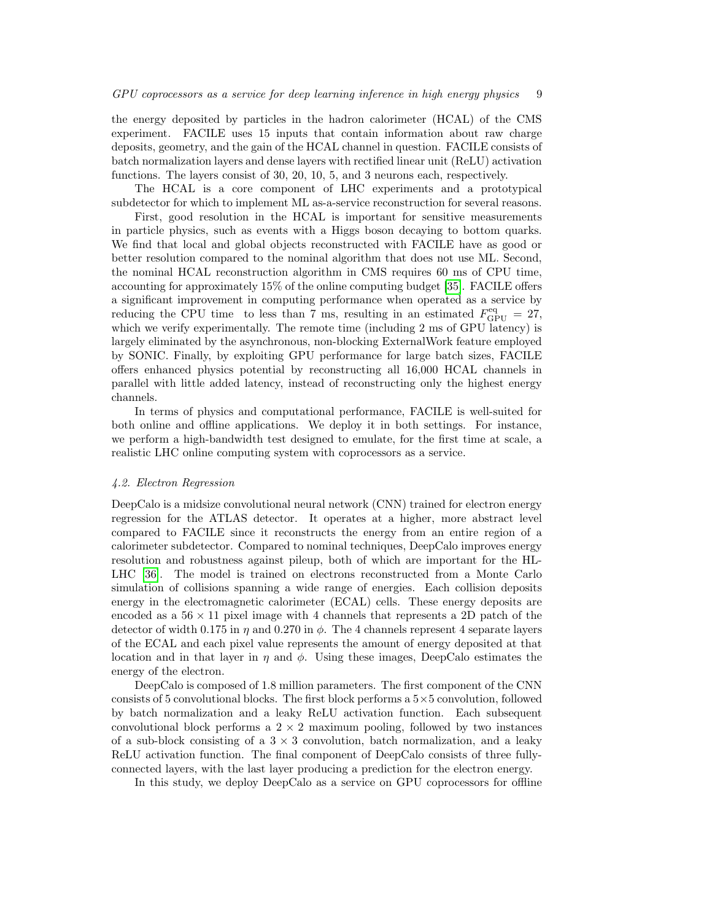the energy deposited by particles in the hadron calorimeter (HCAL) of the CMS experiment. FACILE uses 15 inputs that contain information about raw charge deposits, geometry, and the gain of the HCAL channel in question. FACILE consists of batch normalization layers and dense layers with rectified linear unit (ReLU) activation functions. The layers consist of 30, 20, 10, 5, and 3 neurons each, respectively.

The HCAL is a core component of LHC experiments and a prototypical subdetector for which to implement ML as-a-service reconstruction for several reasons.

First, good resolution in the HCAL is important for sensitive measurements in particle physics, such as events with a Higgs boson decaying to bottom quarks. We find that local and global objects reconstructed with FACILE have as good or better resolution compared to the nominal algorithm that does not use ML. Second, the nominal HCAL reconstruction algorithm in CMS requires 60 ms of CPU time, accounting for approximately 15% of the online computing budget [35]. FACILE offers a significant improvement in computing performance when operated as a service by reducing the CPU time to less than 7 ms, resulting in an estimated $F^{\text{eq}}_{\text{GPU}} = 27$, which we verify experimentally. The remote time (including 2 ms of GPU latency) is largely eliminated by the asynchronous, non-blocking ExternalWork feature employed by SONIC. Finally, by exploiting GPU performance for large batch sizes, FACILE offers enhanced physics potential by reconstructing all 16,000 HCAL channels in parallel with little added latency, instead of reconstructing only the highest energy channels.

In terms of physics and computational performance, FACILE is well-suited for both online and offline applications. We deploy it in both settings. For instance, we perform a high-bandwidth test designed to emulate, for the first time at scale, a realistic LHC online computing system with coprocessors as a service.

### 4.2. Electron Regression

DeepCalo is a midsize convolutional neural network (CNN) trained for electron energy regression for the ATLAS detector. It operates at a higher, more abstract level compared to FACILE since it reconstructs the energy from an entire region of a calorimeter subdetector. Compared to nominal techniques, DeepCalo improves energy resolution and robustness against pileup, both of which are important for the HL-LHC [36]. The model is trained on electrons reconstructed from a Monte Carlo simulation of collisions spanning a wide range of energies. Each collision deposits energy in the electromagnetic calorimeter (ECAL) cells. These energy deposits are encoded as a $56 \times 11$ pixel image with 4 channels that represents a 2D patch of the detector of width 0.175 in $\eta$ and 0.270 in $\phi$. The 4 channels represent 4 separate layers of the ECAL and each pixel value represents the amount of energy deposited at that location and in that layer in $\eta$ and $\phi$. Using these images, DeepCalo estimates the energy of the electron.

DeepCalo is composed of 1.8 million parameters. The first component of the CNN consists of 5 convolutional blocks. The first block performs a $5 \times 5$ convolution, followed by batch normalization and a leaky ReLU activation function. Each subsequent convolutional block performs a $2 \times 2$ maximum pooling, followed by two instances of a sub-block consisting of a $3 \times 3$ convolution, batch normalization, and a leaky ReLU activation function. The final component of DeepCalo consists of three fully-connected layers, with the last layer producing a prediction for the electron energy.

In this study, we deploy DeepCalo as a service on GPU coprocessors for offline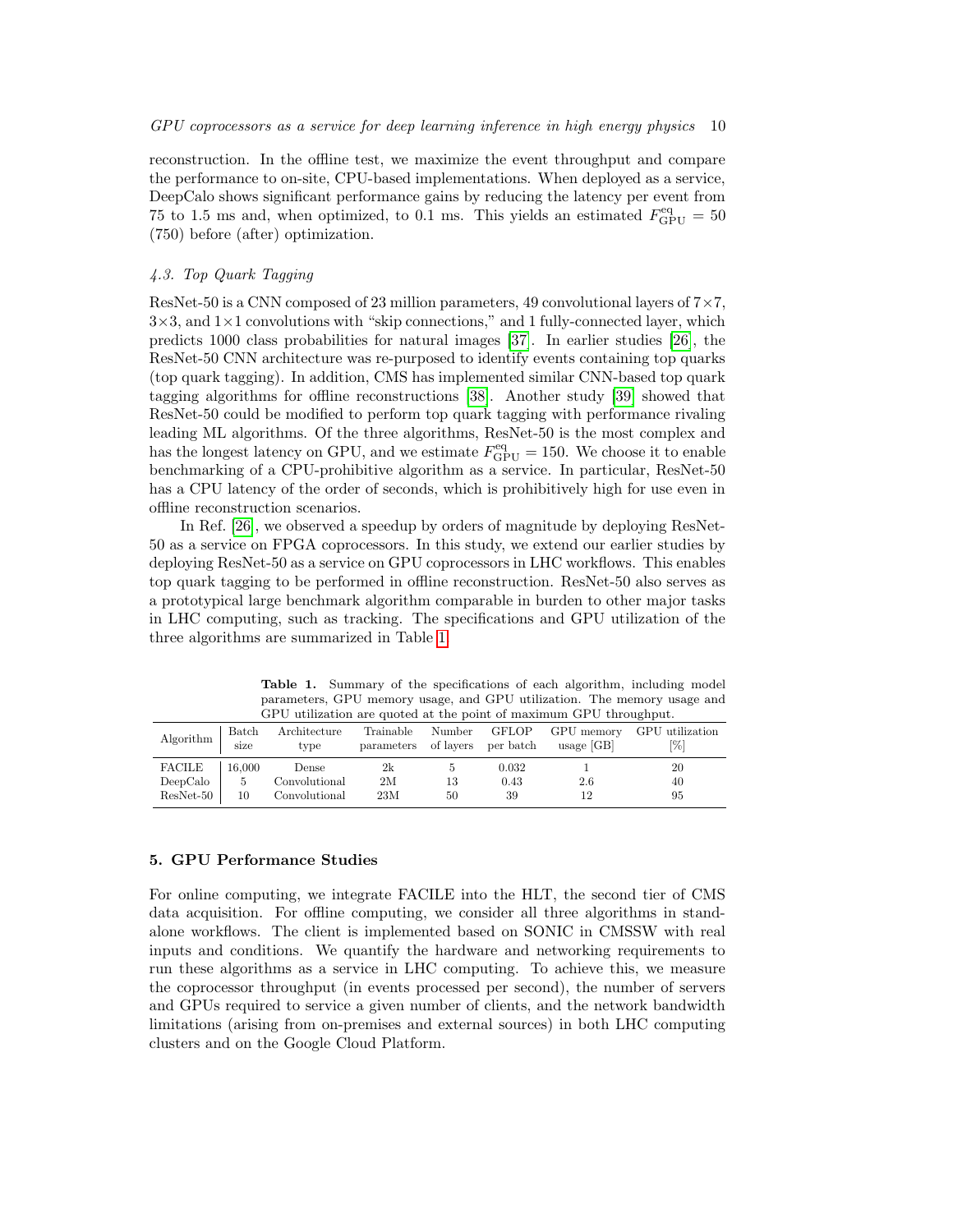reconstruction. In the offline test, we maximize the event throughput and compare the performance to on-site, CPU-based implementations. When deployed as a service, DeepCalo shows significant performance gains by reducing the latency per event from 75 to 1.5 ms and, when optimized, to 0.1 ms. This yields an estimated $F_{\mathrm{GPU}}^{\mathrm{eq}} = 50$ (750) before (after) optimization.

### 4.3. Top Quark Tagging

ResNet-50 is a CNN composed of 23 million parameters, 49 convolutional layers of 7×7, 3×3, and 1×1 convolutions with "skip connections," and 1 fully-connected layer, which predicts 1000 class probabilities for natural images [37]. In earlier studies [26], the ResNet-50 CNN architecture was re-purposed to identify events containing top quarks (top quark tagging). In addition, CMS has implemented similar CNN-based top quark tagging algorithms for offline reconstructions [38]. Another study [39] showed that ResNet-50 could be modified to perform top quark tagging with performance rivaling leading ML algorithms. Of the three algorithms, ResNet-50 is the most complex and has the longest latency on GPU, and we estimate $F_{\mathrm{GPU}}^{\mathrm{eq}} = 150$. We choose it to enable benchmarking of a CPU-prohibitive algorithm as a service. In particular, ResNet-50 has a CPU latency of the order of seconds, which is prohibitively high for use even in offline reconstruction scenarios.

In Ref. [26], we observed a speedup by orders of magnitude by deploying ResNet-50 as a service on FPGA coprocessors. In this study, we extend our earlier studies by deploying ResNet-50 as a service on GPU coprocessors in LHC workflows. This enables top quark tagging to be performed in offline reconstruction. ResNet-50 also serves as a prototypical large benchmark algorithm comparable in burden to other major tasks in LHC computing, such as tracking. The specifications and GPU utilization of the three algorithms are summarized in Table 1.

**Table 1.** Summary of the specifications of each algorithm, including model parameters, GPU memory usage, and GPU utilization. The memory usage and GPU utilization are quoted at the point of maximum GPU throughput.

| Algorithm | Batch size | Architecture type | Trainable parameters | Number of layers | GFLOP per batch | GPU memory usage [GB] | GPU utilization [%] |
|---|---|---|---|---|---|---|---|
| FACILE | 16,000 | Dense | 2k | 5 | 0.032 | 1 | 20 |
| DeepCalo | 5 | Convolutional | 2M | 13 | 0.43 | 2.6 | 40 |
| ResNet-50 | 10 | Convolutional | 23M | 50 | 39 | 12 | 95 |

## 5. GPU Performance Studies

For online computing, we integrate FACILE into the HLT, the second tier of CMS data acquisition. For offline computing, we consider all three algorithms in standalone workflows. The client is implemented based on SONIC in CMSSW with real inputs and conditions. We quantify the hardware and networking requirements to run these algorithms as a service in LHC computing. To achieve this, we measure the coprocessor throughput (in events processed per second), the number of servers and GPUs required to service a given number of clients, and the network bandwidth limitations (arising from on-premises and external sources) in both LHC computing clusters and on the Google Cloud Platform.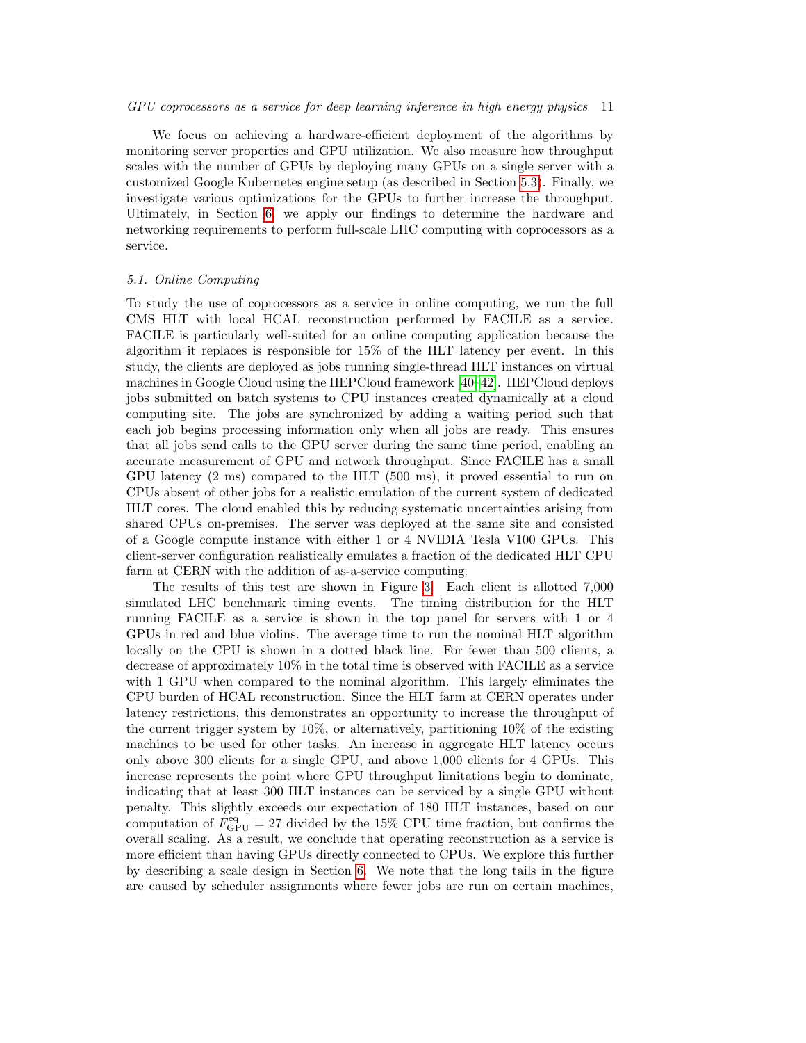We focus on achieving a hardware-efficient deployment of the algorithms by monitoring server properties and GPU utilization. We also measure how throughput scales with the number of GPUs by deploying many GPUs on a single server with a customized Google Kubernetes engine setup (as described in Section 5.3). Finally, we investigate various optimizations for the GPUs to further increase the throughput. Ultimately, in Section 6, we apply our findings to determine the hardware and networking requirements to perform full-scale LHC computing with coprocessors as a service.

### 5.1. Online Computing

To study the use of coprocessors as a service in online computing, we run the full CMS HLT with local HCAL reconstruction performed by FACILE as a service. FACILE is particularly well-suited for an online computing application because the algorithm it replaces is responsible for 15% of the HLT latency per event. In this study, the clients are deployed as jobs running single-thread HLT instances on virtual machines in Google Cloud using the HEPCloud framework [40–42]. HEPCloud deploys jobs submitted on batch systems to CPU instances created dynamically at a cloud computing site. The jobs are synchronized by adding a waiting period such that each job begins processing information only when all jobs are ready. This ensures that all jobs send calls to the GPU server during the same time period, enabling an accurate measurement of GPU and network throughput. Since FACILE has a small GPU latency (2 ms) compared to the HLT (500 ms), it proved essential to run on CPUs absent of other jobs for a realistic emulation of the current system of dedicated HLT cores. The cloud enabled this by reducing systematic uncertainties arising from shared CPUs on-premises. The server was deployed at the same site and consisted of a Google compute instance with either 1 or 4 NVIDIA Tesla V100 GPUs. This client-server configuration realistically emulates a fraction of the dedicated HLT CPU farm at CERN with the addition of as-a-service computing.

The results of this test are shown in Figure 3. Each client is allotted 7,000 simulated LHC benchmark timing events. The timing distribution for the HLT running FACILE as a service is shown in the top panel for servers with 1 or 4 GPUs in red and blue violins. The average time to run the nominal HLT algorithm locally on the CPU is shown in a dotted black line. For fewer than 500 clients, a decrease of approximately 10% in the total time is observed with FACILE as a service with 1 GPU when compared to the nominal algorithm. This largely eliminates the CPU burden of HCAL reconstruction. Since the HLT farm at CERN operates under latency restrictions, this demonstrates an opportunity to increase the throughput of the current trigger system by 10%, or alternatively, partitioning 10% of the existing machines to be used for other tasks. An increase in aggregate HLT latency occurs only above 300 clients for a single GPU, and above 1,000 clients for 4 GPUs. This increase represents the point where GPU throughput limitations begin to dominate, indicating that at least 300 HLT instances can be serviced by a single GPU without penalty. This slightly exceeds our expectation of 180 HLT instances, based on our computation of $F_{\mathrm{GPU}}^{\mathrm{eq}} = 27$ divided by the 15% CPU time fraction, but confirms the overall scaling. As a result, we conclude that operating reconstruction as a service is more efficient than having GPUs directly connected to CPUs. We explore this further by describing a scale design in Section 6. We note that the long tails in the figure are caused by scheduler assignments where fewer jobs are run on certain machines,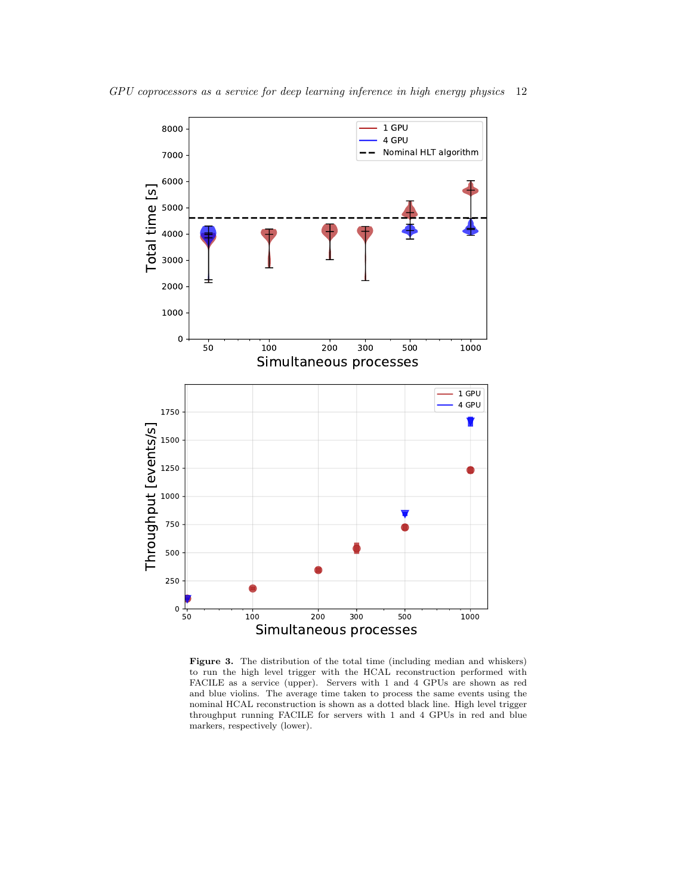**Figure 3.** The distribution of the total time (including median and whiskers) to run the high level trigger with the HCAL reconstruction performed with FACILE as a service (upper). Servers with 1 and 4 GPUs are shown as red and blue violins. The average time taken to process the same events using the nominal HCAL reconstruction is shown as a dotted black line. High level trigger throughput running FACILE for servers with 1 and 4 GPUs in red and blue markers, respectively (lower).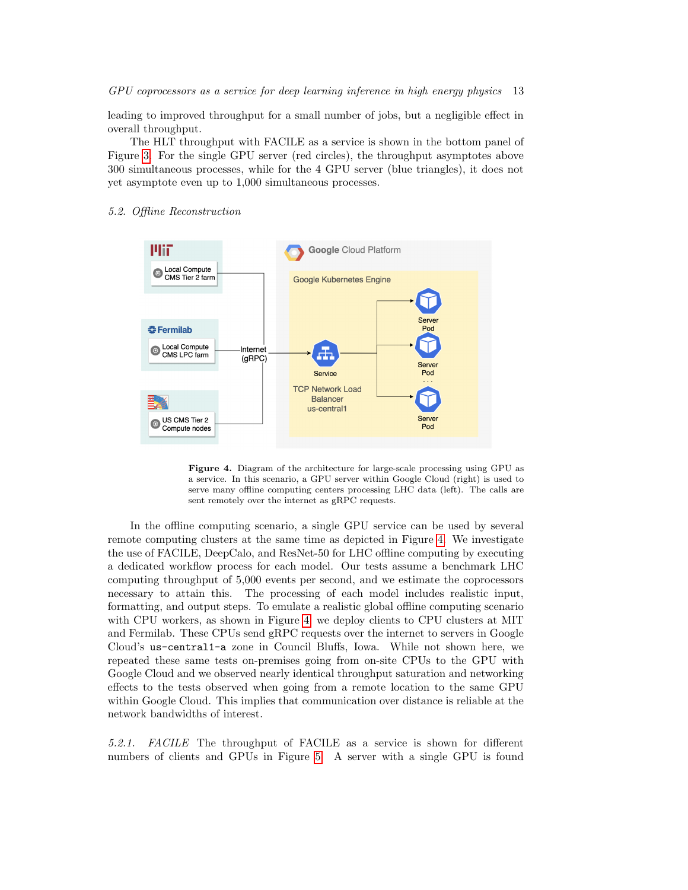leading to improved throughput for a small number of jobs, but a negligible effect in overall throughput.

The HLT throughput with FACILE as a service is shown in the bottom panel of Figure 3. For the single GPU server (red circles), the throughput asymptotes above 300 simultaneous processes, while for the 4 GPU server (blue triangles), it does not yet asymptote even up to 1,000 simultaneous processes.

### 5.2. Offline Reconstruction

**Figure 4.** Diagram of the architecture for large-scale processing using GPU as a service. In this scenario, a GPU server within Google Cloud (right) is used to serve many offline computing centers processing LHC data (left). The calls are sent remotely over the internet as gRPC requests.

In the offline computing scenario, a single GPU service can be used by several remote computing clusters at the same time as depicted in Figure 4. We investigate the use of FACILE, DeepCalo, and ResNet-50 for LHC offline computing by executing a dedicated workflow process for each model. Our tests assume a benchmark LHC computing throughput of 5,000 events per second, and we estimate the coprocessors necessary to attain this. The processing of each model includes realistic input, formatting, and output steps. To emulate a realistic global offline computing scenario with CPU workers, as shown in Figure 4, we deploy clients to CPU clusters at MIT and Fermilab. These CPUs send gRPC requests over the internet to servers in Google Cloud's `us-central1-a` zone in Council Bluffs, Iowa. While not shown here, we repeated these same tests on-premises going from on-site CPUs to the GPU with Google Cloud and we observed nearly identical throughput saturation and networking effects to the tests observed when going from a remote location to the same GPU within Google Cloud. This implies that communication over distance is reliable at the network bandwidths of interest.

*5.2.1. FACILE* The throughput of FACILE as a service is shown for different numbers of clients and GPUs in Figure 5. A server with a single GPU is found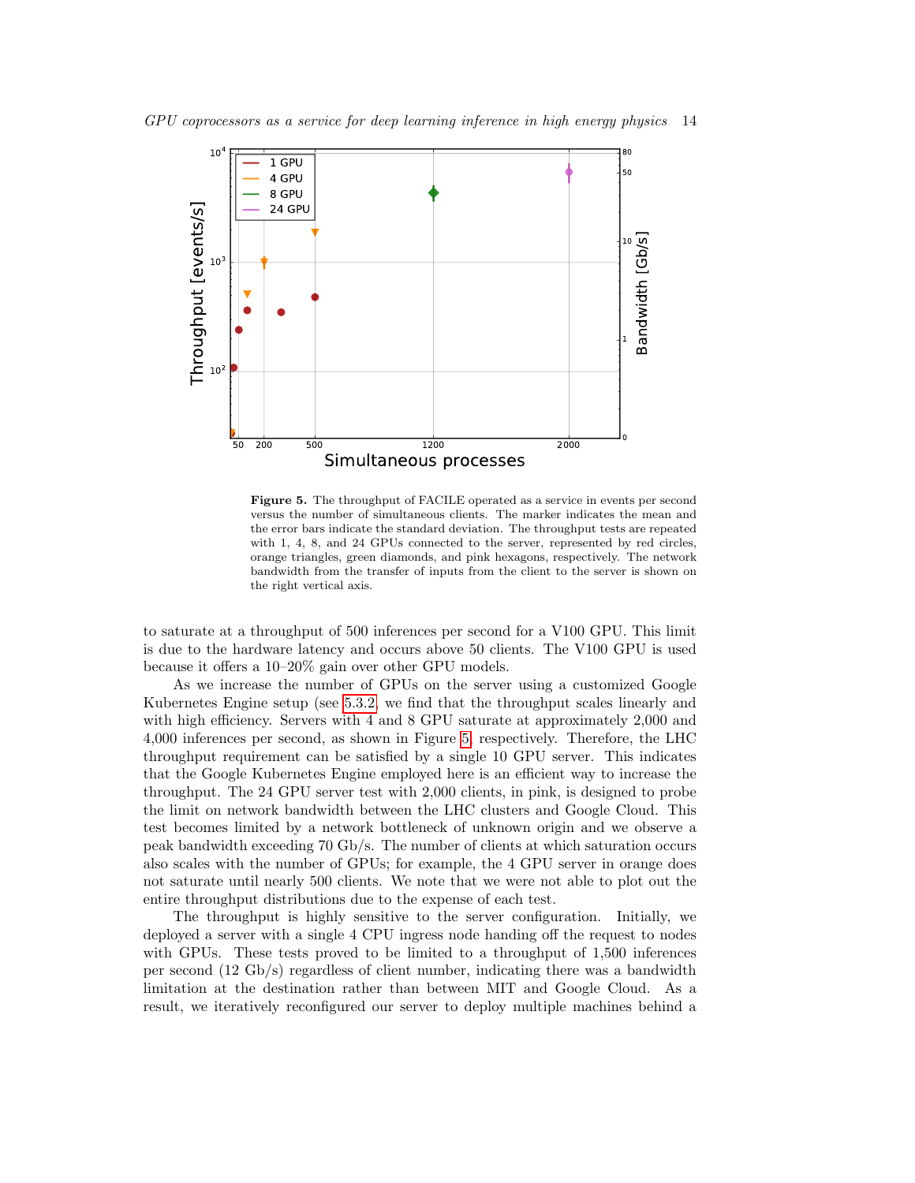**Figure 5.** The throughput of FACILE operated as a service in events per second versus the number of simultaneous clients. The marker indicates the mean and the error bars indicate the standard deviation. The throughput tests are repeated with 1, 4, 8, and 24 GPUs connected to the server, represented by red circles, orange triangles, green diamonds, and pink hexagons, respectively. The network bandwidth from the transfer of inputs from the client to the server is shown on the right vertical axis.

to saturate at a throughput of 500 inferences per second for a V100 GPU. This limit is due to the hardware latency and occurs above 50 clients. The V100 GPU is used because it offers a 10–20% gain over other GPU models.

As we increase the number of GPUs on the server using a customized Google Kubernetes Engine setup (see 5.3.2, we find that the throughput scales linearly and with high efficiency. Servers with 4 and 8 GPU saturate at approximately 2,000 and 4,000 inferences per second, as shown in Figure 5, respectively. Therefore, the LHC throughput requirement can be satisfied by a single 10 GPU server. This indicates that the Google Kubernetes Engine employed here is an efficient way to increase the throughput. The 24 GPU server test with 2,000 clients, in pink, is designed to probe the limit on network bandwidth between the LHC clusters and Google Cloud. This test becomes limited by a network bottleneck of unknown origin and we observe a peak bandwidth exceeding 70 Gb/s. The number of clients at which saturation occurs also scales with the number of GPUs; for example, the 4 GPU server in orange does not saturate until nearly 500 clients. We note that we were not able to plot out the entire throughput distributions due to the expense of each test.

The throughput is highly sensitive to the server configuration. Initially, we deployed a server with a single 4 CPU ingress node handing off the request to nodes with GPUs. These tests proved to be limited to a throughput of 1,500 inferences per second (12 Gb/s) regardless of client number, indicating there was a bandwidth limitation at the destination rather than between MIT and Google Cloud. As a result, we iteratively reconfigured our server to deploy multiple machines behind a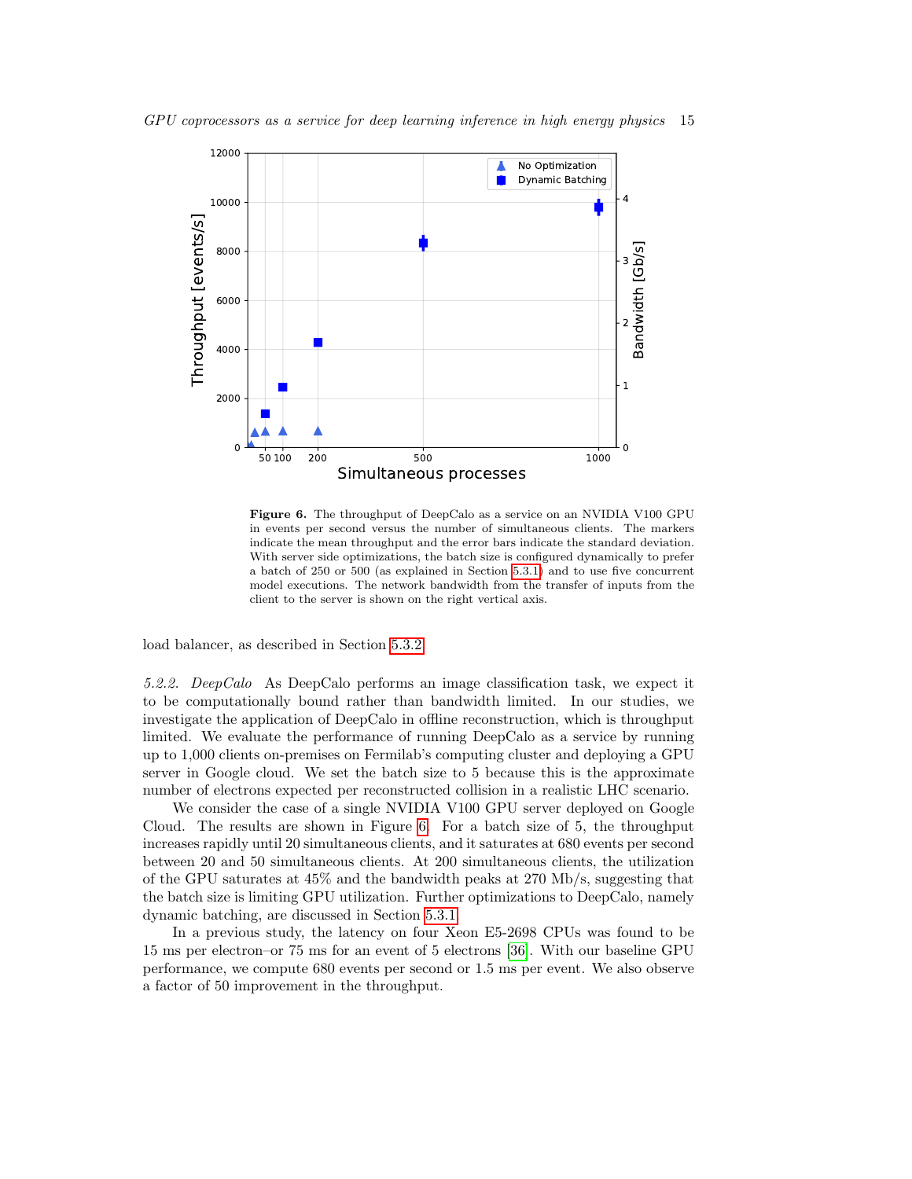**Figure 6.** The throughput of DeepCalo as a service on an NVIDIA V100 GPU in events per second versus the number of simultaneous clients. The markers indicate the mean throughput and the error bars indicate the standard deviation. With server side optimizations, the batch size is configured dynamically to prefer a batch of 250 or 500 (as explained in Section 5.3.1) and to use five concurrent model executions. The network bandwidth from the transfer of inputs from the client to the server is shown on the right vertical axis.

load balancer, as described in Section 5.3.2.

*5.2.2. DeepCalo* As DeepCalo performs an image classification task, we expect it to be computationally bound rather than bandwidth limited. In our studies, we investigate the application of DeepCalo in offline reconstruction, which is throughput limited. We evaluate the performance of running DeepCalo as a service by running up to 1,000 clients on-premises on Fermilab's computing cluster and deploying a GPU server in Google cloud. We set the batch size to 5 because this is the approximate number of electrons expected per reconstructed collision in a realistic LHC scenario.

We consider the case of a single NVIDIA V100 GPU server deployed on Google Cloud. The results are shown in Figure 6. For a batch size of 5, the throughput increases rapidly until 20 simultaneous clients, and it saturates at 680 events per second between 20 and 50 simultaneous clients. At 200 simultaneous clients, the utilization of the GPU saturates at 45% and the bandwidth peaks at 270 Mb/s, suggesting that the batch size is limiting GPU utilization. Further optimizations to DeepCalo, namely dynamic batching, are discussed in Section 5.3.1.

In a previous study, the latency on four Xeon E5-2698 CPUs was found to be 15 ms per electron–or 75 ms for an event of 5 electrons [36]. With our baseline GPU performance, we compute 680 events per second or 1.5 ms per event. We also observe a factor of 50 improvement in the throughput.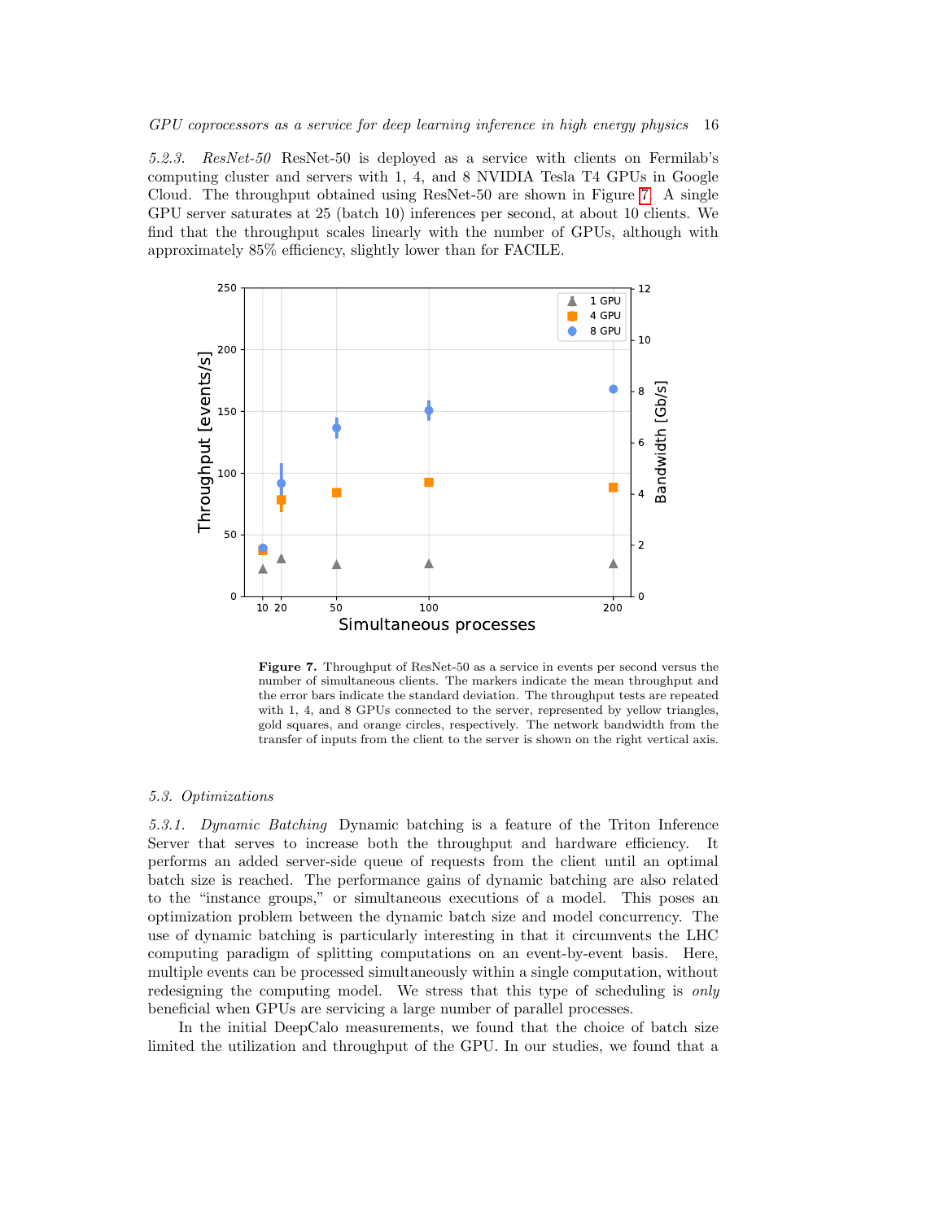*5.2.3. ResNet-50* ResNet-50 is deployed as a service with clients on Fermilab's computing cluster and servers with 1, 4, and 8 NVIDIA Tesla T4 GPUs in Google Cloud. The throughput obtained using ResNet-50 are shown in Figure 7. A single GPU server saturates at 25 (batch 10) inferences per second, at about 10 clients. We find that the throughput scales linearly with the number of GPUs, although with approximately 85% efficiency, slightly lower than for FACILE.

**Figure 7.** Throughput of ResNet-50 as a service in events per second versus the number of simultaneous clients. The markers indicate the mean throughput and the error bars indicate the standard deviation. The throughput tests are repeated with 1, 4, and 8 GPUs connected to the server, represented by yellow triangles, gold squares, and orange circles, respectively. The network bandwidth from the transfer of inputs from the client to the server is shown on the right vertical axis.

### 5.3. Optimizations

*5.3.1. Dynamic Batching* Dynamic batching is a feature of the Triton Inference Server that serves to increase both the throughput and hardware efficiency. It performs an added server-side queue of requests from the client until an optimal batch size is reached. The performance gains of dynamic batching are also related to the "instance groups," or simultaneous executions of a model. This poses an optimization problem between the dynamic batch size and model concurrency. The use of dynamic batching is particularly interesting in that it circumvents the LHC computing paradigm of splitting computations on an event-by-event basis. Here, multiple events can be processed simultaneously within a single computation, without redesigning the computing model. We stress that this type of scheduling is *only* beneficial when GPUs are servicing a large number of parallel processes.

In the initial DeepCalo measurements, we found that the choice of batch size limited the utilization and throughput of the GPU. In our studies, we found that a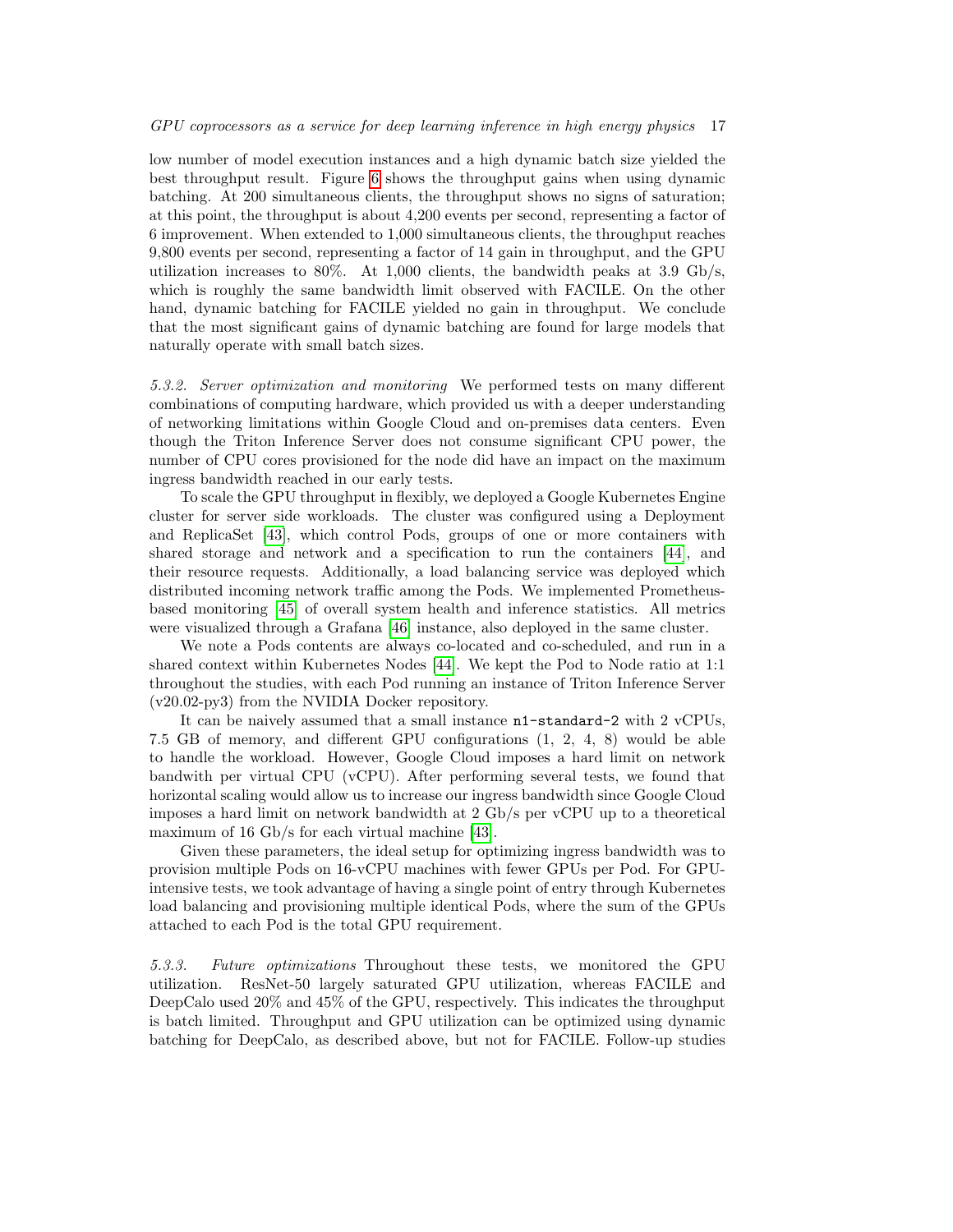low number of model execution instances and a high dynamic batch size yielded the best throughput result. Figure 6 shows the throughput gains when using dynamic batching. At 200 simultaneous clients, the throughput shows no signs of saturation; at this point, the throughput is about 4,200 events per second, representing a factor of 6 improvement. When extended to 1,000 simultaneous clients, the throughput reaches 9,800 events per second, representing a factor of 14 gain in throughput, and the GPU utilization increases to 80%. At 1,000 clients, the bandwidth peaks at 3.9 Gb/s, which is roughly the same bandwidth limit observed with FACILE. On the other hand, dynamic batching for FACILE yielded no gain in throughput. We conclude that the most significant gains of dynamic batching are found for large models that naturally operate with small batch sizes.

*5.3.2. Server optimization and monitoring* We performed tests on many different combinations of computing hardware, which provided us with a deeper understanding of networking limitations within Google Cloud and on-premises data centers. Even though the Triton Inference Server does not consume significant CPU power, the number of CPU cores provisioned for the node did have an impact on the maximum ingress bandwidth reached in our early tests.

To scale the GPU throughput in flexibly, we deployed a Google Kubernetes Engine cluster for server side workloads. The cluster was configured using a Deployment and ReplicaSet [43], which control Pods, groups of one or more containers with shared storage and network and a specification to run the containers [44], and their resource requests. Additionally, a load balancing service was deployed which distributed incoming network traffic among the Pods. We implemented Prometheus-based monitoring [45] of overall system health and inference statistics. All metrics were visualized through a Grafana [46] instance, also deployed in the same cluster.

We note a Pods contents are always co-located and co-scheduled, and run in a shared context within Kubernetes Nodes [44]. We kept the Pod to Node ratio at 1:1 throughout the studies, with each Pod running an instance of Triton Inference Server (v20.02-py3) from the NVIDIA Docker repository.

It can be naively assumed that a small instance `n1-standard-2` with 2 vCPUs, 7.5 GB of memory, and different GPU configurations (1, 2, 4, 8) would be able to handle the workload. However, Google Cloud imposes a hard limit on network bandwith per virtual CPU (vCPU). After performing several tests, we found that horizontal scaling would allow us to increase our ingress bandwidth since Google Cloud imposes a hard limit on network bandwidth at 2 Gb/s per vCPU up to a theoretical maximum of 16 Gb/s for each virtual machine [43].

Given these parameters, the ideal setup for optimizing ingress bandwidth was to provision multiple Pods on 16-vCPU machines with fewer GPUs per Pod. For GPU-intensive tests, we took advantage of having a single point of entry through Kubernetes load balancing and provisioning multiple identical Pods, where the sum of the GPUs attached to each Pod is the total GPU requirement.

*5.3.3. Future optimizations* Throughout these tests, we monitored the GPU utilization. ResNet-50 largely saturated GPU utilization, whereas FACILE and DeepCalo used 20% and 45% of the GPU, respectively. This indicates the throughput is batch limited. Throughput and GPU utilization can be optimized using dynamic batching for DeepCalo, as described above, but not for FACILE. Follow-up studies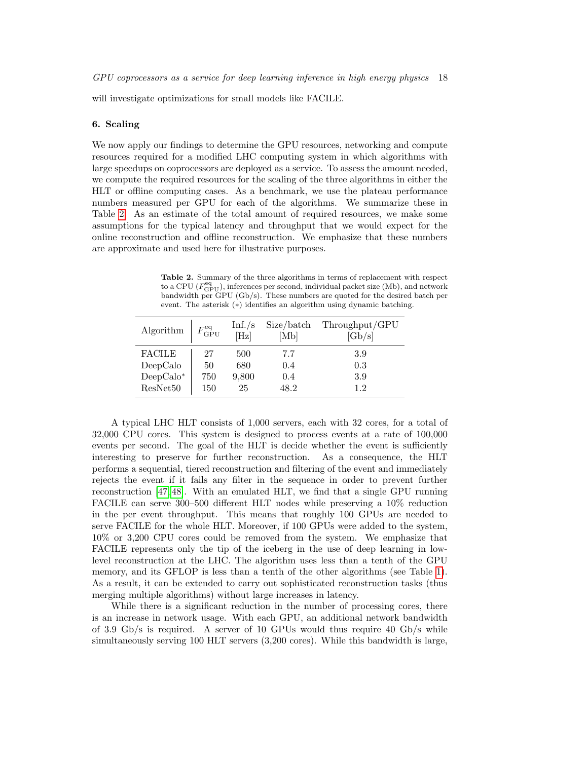will investigate optimizations for small models like FACILE.

## 6. Scaling

We now apply our findings to determine the GPU resources, networking and compute resources required for a modified LHC computing system in which algorithms with large speedups on coprocessors are deployed as a service. To assess the amount needed, we compute the required resources for the scaling of the three algorithms in either the HLT or offline computing cases. As a benchmark, we use the plateau performance numbers measured per GPU for each of the algorithms. We summarize these in Table 2. As an estimate of the total amount of required resources, we make some assumptions for the typical latency and throughput that we would expect for the online reconstruction and offline reconstruction. We emphasize that these numbers are approximate and used here for illustrative purposes.

**Table 2.** Summary of the three algorithms in terms of replacement with respect to a CPU ($F_{\mathrm{GPU}}^{\mathrm{eq}}$), inferences per second, individual packet size (Mb), and network bandwidth per GPU (Gb/s). These numbers are quoted for the desired batch per event. The asterisk (∗) identifies an algorithm using dynamic batching.

| Algorithm | $F_{\mathrm{GPU}}^{\mathrm{eq}}$ | Inf./s [Hz] | Size/batch [Mb] | Throughput/GPU [Gb/s] |
|---|---|---|---|---|
| FACILE | 27 | 500 | 7.7 | 3.9 |
| DeepCalo | 50 | 680 | 0.4 | 0.3 |
| DeepCalo∗ | 750 | 9,800 | 0.4 | 3.9 |
| ResNet50 | 150 | 25 | 48.2 | 1.2 |

A typical LHC HLT consists of 1,000 servers, each with 32 cores, for a total of 32,000 CPU cores. This system is designed to process events at a rate of 100,000 events per second. The goal of the HLT is decide whether the event is sufficiently interesting to preserve for further reconstruction. As a consequence, the HLT performs a sequential, tiered reconstruction and filtering of the event and immediately rejects the event if it fails any filter in the sequence in order to prevent further reconstruction [47, 48]. With an emulated HLT, we find that a single GPU running FACILE can serve 300–500 different HLT nodes while preserving a 10% reduction in the per event throughput. This means that roughly 100 GPUs are needed to serve FACILE for the whole HLT. Moreover, if 100 GPUs were added to the system, 10% or 3,200 CPU cores could be removed from the system. We emphasize that FACILE represents only the tip of the iceberg in the use of deep learning in low-level reconstruction at the LHC. The algorithm uses less than a tenth of the GPU memory, and its GFLOP is less than a tenth of the other algorithms (see Table 1). As a result, it can be extended to carry out sophisticated reconstruction tasks (thus merging multiple algorithms) without large increases in latency.

While there is a significant reduction in the number of processing cores, there is an increase in network usage. With each GPU, an additional network bandwidth of 3.9 Gb/s is required. A server of 10 GPUs would thus require 40 Gb/s while simultaneously serving 100 HLT servers (3,200 cores). While this bandwidth is large,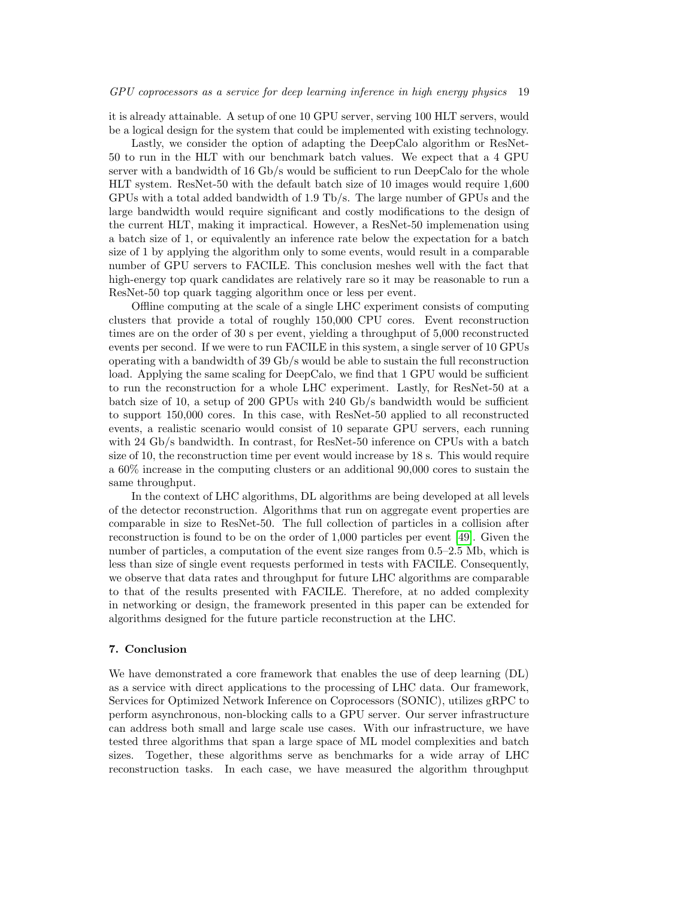it is already attainable. A setup of one 10 GPU server, serving 100 HLT servers, would be a logical design for the system that could be implemented with existing technology.

Lastly, we consider the option of adapting the DeepCalo algorithm or ResNet-50 to run in the HLT with our benchmark batch values. We expect that a 4 GPU server with a bandwidth of 16 Gb/s would be sufficient to run DeepCalo for the whole HLT system. ResNet-50 with the default batch size of 10 images would require 1,600 GPUs with a total added bandwidth of 1.9 Tb/s. The large number of GPUs and the large bandwidth would require significant and costly modifications to the design of the current HLT, making it impractical. However, a ResNet-50 implemenation using a batch size of 1, or equivalently an inference rate below the expectation for a batch size of 1 by applying the algorithm only to some events, would result in a comparable number of GPU servers to FACILE. This conclusion meshes well with the fact that high-energy top quark candidates are relatively rare so it may be reasonable to run a ResNet-50 top quark tagging algorithm once or less per event.

Offline computing at the scale of a single LHC experiment consists of computing clusters that provide a total of roughly 150,000 CPU cores. Event reconstruction times are on the order of 30 s per event, yielding a throughput of 5,000 reconstructed events per second. If we were to run FACILE in this system, a single server of 10 GPUs operating with a bandwidth of 39 Gb/s would be able to sustain the full reconstruction load. Applying the same scaling for DeepCalo, we find that 1 GPU would be sufficient to run the reconstruction for a whole LHC experiment. Lastly, for ResNet-50 at a batch size of 10, a setup of 200 GPUs with 240 Gb/s bandwidth would be sufficient to support 150,000 cores. In this case, with ResNet-50 applied to all reconstructed events, a realistic scenario would consist of 10 separate GPU servers, each running with 24 Gb/s bandwidth. In contrast, for ResNet-50 inference on CPUs with a batch size of 10, the reconstruction time per event would increase by 18 s. This would require a 60% increase in the computing clusters or an additional 90,000 cores to sustain the same throughput.

In the context of LHC algorithms, DL algorithms are being developed at all levels of the detector reconstruction. Algorithms that run on aggregate event properties are comparable in size to ResNet-50. The full collection of particles in a collision after reconstruction is found to be on the order of 1,000 particles per event [49]. Given the number of particles, a computation of the event size ranges from 0.5–2.5 Mb, which is less than size of single event requests performed in tests with FACILE. Consequently, we observe that data rates and throughput for future LHC algorithms are comparable to that of the results presented with FACILE. Therefore, at no added complexity in networking or design, the framework presented in this paper can be extended for algorithms designed for the future particle reconstruction at the LHC.

## 7. Conclusion

We have demonstrated a core framework that enables the use of deep learning (DL) as a service with direct applications to the processing of LHC data. Our framework, Services for Optimized Network Inference on Coprocessors (SONIC), utilizes gRPC to perform asynchronous, non-blocking calls to a GPU server. Our server infrastructure can address both small and large scale use cases. With our infrastructure, we have tested three algorithms that span a large space of ML model complexities and batch sizes. Together, these algorithms serve as benchmarks for a wide array of LHC reconstruction tasks. In each case, we have measured the algorithm throughput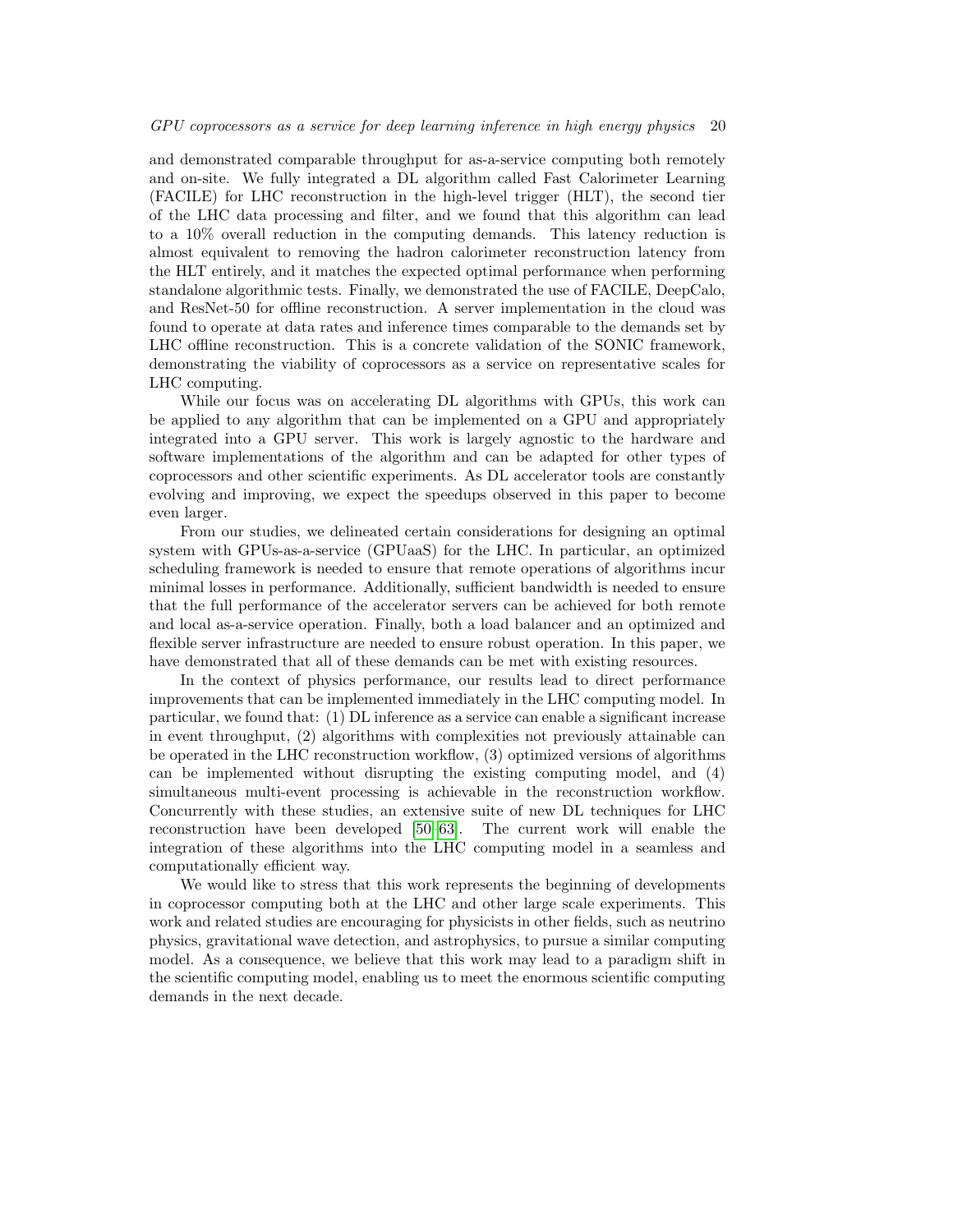and demonstrated comparable throughput for as-a-service computing both remotely and on-site. We fully integrated a DL algorithm called Fast Calorimeter Learning (FACILE) for LHC reconstruction in the high-level trigger (HLT), the second tier of the LHC data processing and filter, and we found that this algorithm can lead to a 10% overall reduction in the computing demands. This latency reduction is almost equivalent to removing the hadron calorimeter reconstruction latency from the HLT entirely, and it matches the expected optimal performance when performing standalone algorithmic tests. Finally, we demonstrated the use of FACILE, DeepCalo, and ResNet-50 for offline reconstruction. A server implementation in the cloud was found to operate at data rates and inference times comparable to the demands set by LHC offline reconstruction. This is a concrete validation of the SONIC framework, demonstrating the viability of coprocessors as a service on representative scales for LHC computing.

While our focus was on accelerating DL algorithms with GPUs, this work can be applied to any algorithm that can be implemented on a GPU and appropriately integrated into a GPU server. This work is largely agnostic to the hardware and software implementations of the algorithm and can be adapted for other types of coprocessors and other scientific experiments. As DL accelerator tools are constantly evolving and improving, we expect the speedups observed in this paper to become even larger.

From our studies, we delineated certain considerations for designing an optimal system with GPUs-as-a-service (GPUaaS) for the LHC. In particular, an optimized scheduling framework is needed to ensure that remote operations of algorithms incur minimal losses in performance. Additionally, sufficient bandwidth is needed to ensure that the full performance of the accelerator servers can be achieved for both remote and local as-a-service operation. Finally, both a load balancer and an optimized and flexible server infrastructure are needed to ensure robust operation. In this paper, we have demonstrated that all of these demands can be met with existing resources.

In the context of physics performance, our results lead to direct performance improvements that can be implemented immediately in the LHC computing model. In particular, we found that: (1) DL inference as a service can enable a significant increase in event throughput, (2) algorithms with complexities not previously attainable can be operated in the LHC reconstruction workflow, (3) optimized versions of algorithms can be implemented without disrupting the existing computing model, and (4) simultaneous multi-event processing is achievable in the reconstruction workflow. Concurrently with these studies, an extensive suite of new DL techniques for LHC reconstruction have been developed [50–63]. The current work will enable the integration of these algorithms into the LHC computing model in a seamless and computationally efficient way.

We would like to stress that this work represents the beginning of developments in coprocessor computing both at the LHC and other large scale experiments. This work and related studies are encouraging for physicists in other fields, such as neutrino physics, gravitational wave detection, and astrophysics, to pursue a similar computing model. As a consequence, we believe that this work may lead to a paradigm shift in the scientific computing model, enabling us to meet the enormous scientific computing demands in the next decade.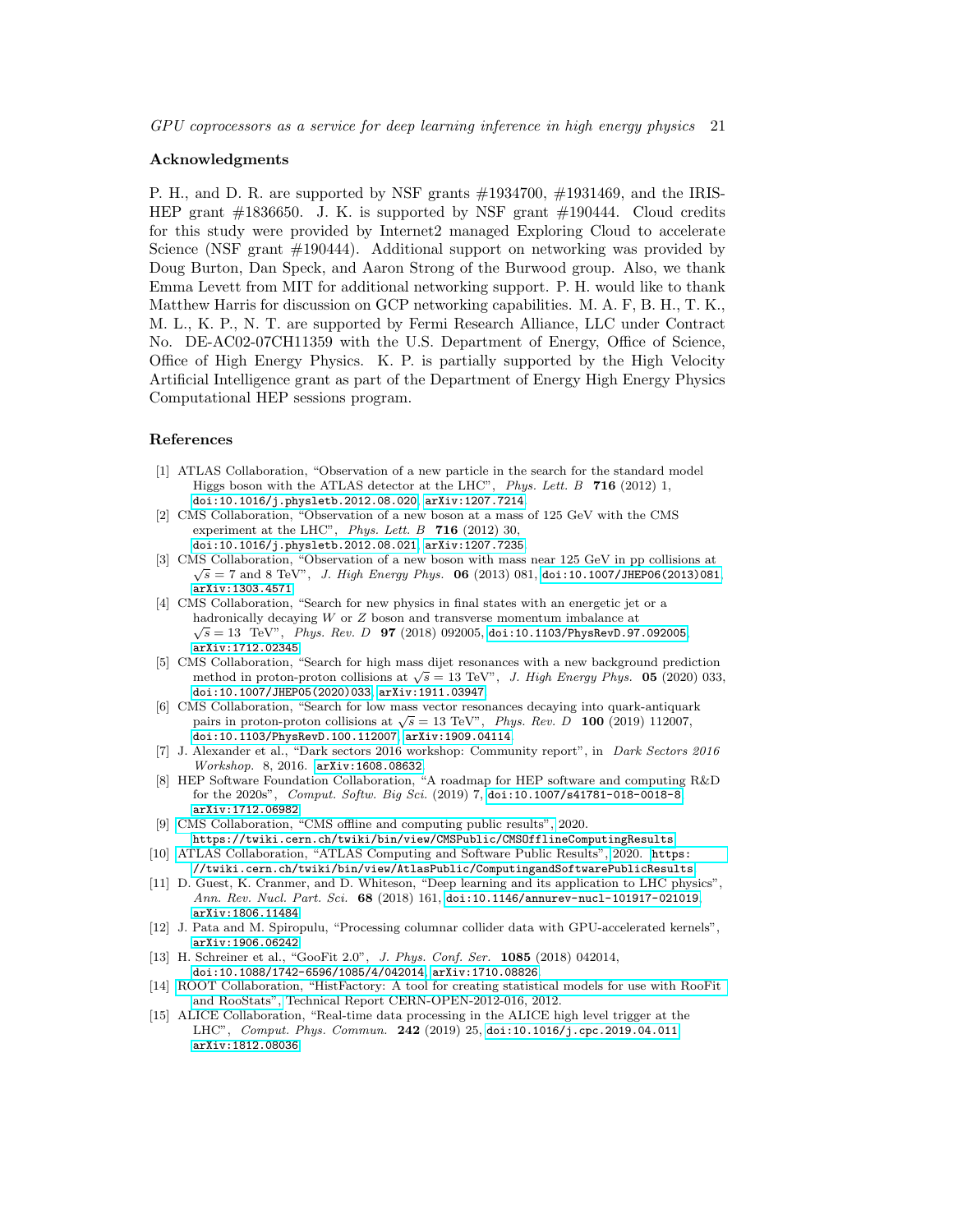## Acknowledgments

P. H., and D. R. are supported by NSF grants #1934700, #1931469, and the IRIS-HEP grant #1836650. J. K. is supported by NSF grant #190444. Cloud credits for this study were provided by Internet2 managed Exploring Cloud to accelerate Science (NSF grant #190444). Additional support on networking was provided by Doug Burton, Dan Speck, and Aaron Strong of the Burwood group. Also, we thank Emma Levett from MIT for additional networking support. P. H. would like to thank Matthew Harris for discussion on GCP networking capabilities. M. A. F, B. H., T. K., M. L., K. P., N. T. are supported by Fermi Research Alliance, LLC under Contract No. DE-AC02-07CH11359 with the U.S. Department of Energy, Office of Science, Office of High Energy Physics. K. P. is partially supported by the High Velocity Artificial Intelligence grant as part of the Department of Energy High Energy Physics Computational HEP sessions program.

## References

[1] ATLAS Collaboration, "Observation of a new particle in the search for the standard model Higgs boson with the ATLAS detector at the LHC", *Phys. Lett. B* **716** (2012) 1, doi:10.1016/j.physletb.2012.08.020, arXiv:1207.7214.

[2] CMS Collaboration, "Observation of a new boson at a mass of 125 GeV with the CMS experiment at the LHC", *Phys. Lett. B* **716** (2012) 30, doi:10.1016/j.physletb.2012.08.021, arXiv:1207.7235.

[3] CMS Collaboration, "Observation of a new boson with mass near 125 GeV in pp collisions at $\sqrt{s} = 7$ and 8 TeV", *J. High Energy Phys.* **06** (2013) 081, doi:10.1007/JHEP06(2013)081, arXiv:1303.4571.

[4] CMS Collaboration, "Search for new physics in final states with an energetic jet or a hadronically decaying $W$ or $Z$ boson and transverse momentum imbalance at $\sqrt{s} = 13$ TeV", *Phys. Rev. D* **97** (2018) 092005, doi:10.1103/PhysRevD.97.092005, arXiv:1712.02345.

[5] CMS Collaboration, "Search for high mass dijet resonances with a new background prediction method in proton-proton collisions at $\sqrt{s} = 13$ TeV", *J. High Energy Phys.* **05** (2020) 033, doi:10.1007/JHEP05(2020)033, arXiv:1911.03947.

[6] CMS Collaboration, "Search for low mass vector resonances decaying into quark-antiquark pairs in proton-proton collisions at $\sqrt{s} = 13$ TeV", *Phys. Rev. D* **100** (2019) 112007, doi:10.1103/PhysRevD.100.112007, arXiv:1909.04114.

[7] J. Alexander et al., "Dark sectors 2016 workshop: Community report", in *Dark Sectors 2016 Workshop*. 8, 2016. arXiv:1608.08632.

[8] HEP Software Foundation Collaboration, "A roadmap for HEP software and computing R&D for the 2020s", *Comput. Softw. Big Sci.* (2019) 7, doi:10.1007/s41781-018-0018-8, arXiv:1712.06982.

[9] CMS Collaboration, "CMS offline and computing public results", 2020. https://twiki.cern.ch/twiki/bin/view/CMSPublic/CMSOfflineComputingResults.

[10] ATLAS Collaboration, "ATLAS Computing and Software Public Results", 2020. https://twiki.cern.ch/twiki/bin/view/AtlasPublic/ComputingandSoftwarePublicResults.

[11] D. Guest, K. Cranmer, and D. Whiteson, "Deep learning and its application to LHC physics", *Ann. Rev. Nucl. Part. Sci.* **68** (2018) 161, doi:10.1146/annurev-nucl-101917-021019, arXiv:1806.11484.

[12] J. Pata and M. Spiropulu, "Processing columnar collider data with GPU-accelerated kernels", arXiv:1906.06242.

[13] H. Schreiner et al., "GooFit 2.0", *J. Phys. Conf. Ser.* **1085** (2018) 042014, doi:10.1088/1742-6596/1085/4/042014, arXiv:1710.08826.

[14] ROOT Collaboration, "HistFactory: A tool for creating statistical models for use with RooFit and RooStats", Technical Report CERN-OPEN-2012-016, 2012.

[15] ALICE Collaboration, "Real-time data processing in the ALICE high level trigger at the LHC", *Comput. Phys. Commun.* **242** (2019) 25, doi:10.1016/j.cpc.2019.04.011, arXiv:1812.08036.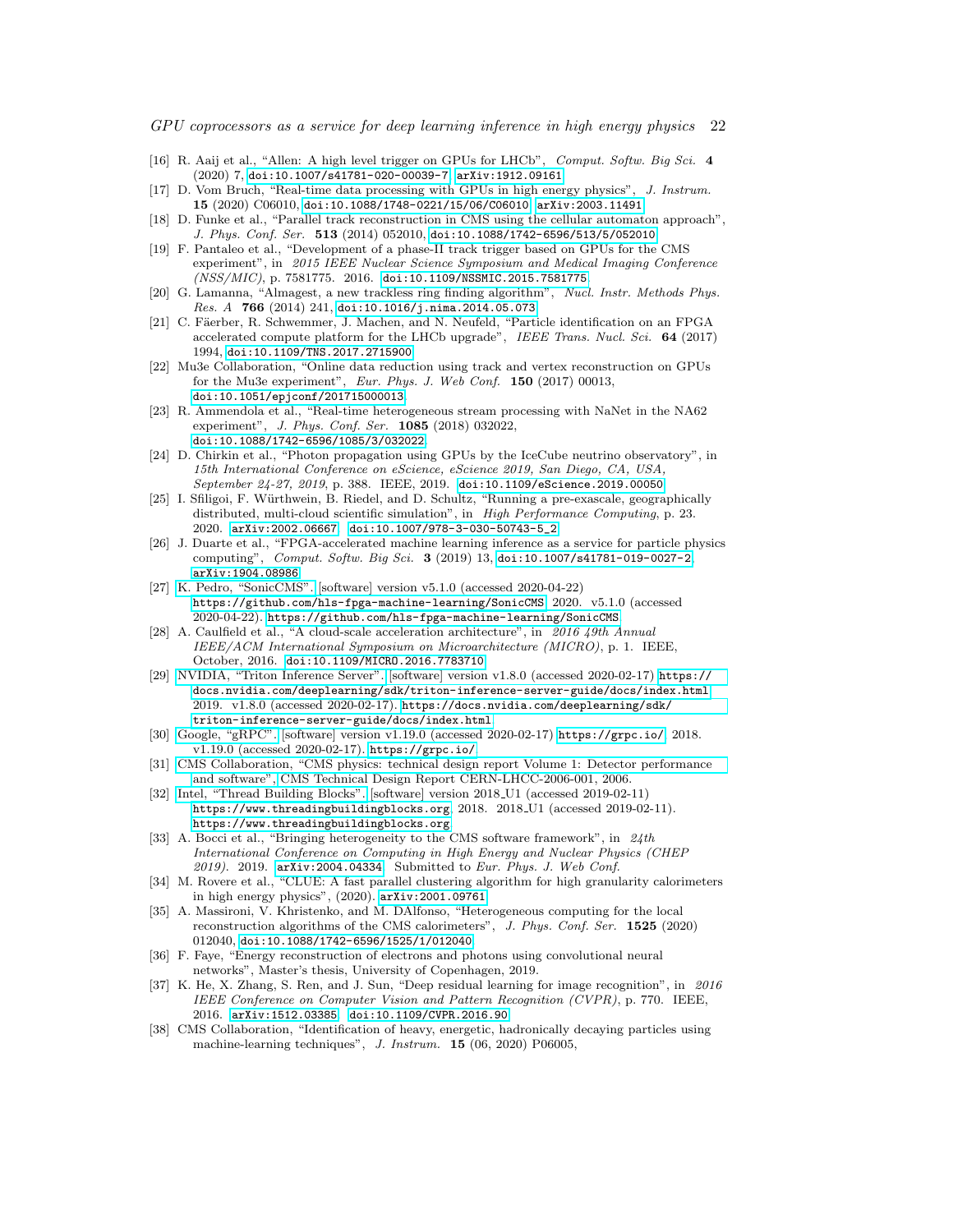[16] R. Aaij et al., "Allen: A high level trigger on GPUs for LHCb", *Comput. Softw. Big Sci.* **4** (2020) 7, doi:10.1007/s41781-020-00039-7, arXiv:1912.09161.

[17] D. Vom Bruch, "Real-time data processing with GPUs in high energy physics", *J. Instrum.* **15** (2020) C06010, doi:10.1088/1748-0221/15/06/C06010, arXiv:2003.11491.

[18] D. Funke et al., "Parallel track reconstruction in CMS using the cellular automaton approach", *J. Phys. Conf. Ser.* **513** (2014) 052010, doi:10.1088/1742-6596/513/5/052010.

[19] F. Pantaleo et al., "Development of a phase-II track trigger based on GPUs for the CMS experiment", in *2015 IEEE Nuclear Science Symposium and Medical Imaging Conference (NSS/MIC)*, p. 7581775. 2016. doi:10.1109/NSSMIC.2015.7581775.

[20] G. Lamanna, "Almagest, a new trackless ring finding algorithm", *Nucl. Instr. Methods Phys. Res. A* **766** (2014) 241, doi:10.1016/j.nima.2014.05.073.

[21] C. Fäerber, R. Schwemmer, J. Machen, and N. Neufeld, "Particle identification on an FPGA accelerated compute platform for the LHCb upgrade", *IEEE Trans. Nucl. Sci.* **64** (2017) 1994, doi:10.1109/TNS.2017.2715900.

[22] Mu3e Collaboration, "Online data reduction using track and vertex reconstruction on GPUs for the Mu3e experiment", *Eur. Phys. J. Web Conf.* **150** (2017) 00013, doi:10.1051/epjconf/201715000013.

[23] R. Ammendola et al., "Real-time heterogeneous stream processing with NaNet in the NA62 experiment", *J. Phys. Conf. Ser.* **1085** (2018) 032022, doi:10.1088/1742-6596/1085/3/032022.

[24] D. Chirkin et al., "Photon propagation using GPUs by the IceCube neutrino observatory", in *15th International Conference on eScience, eScience 2019, San Diego, CA, USA, September 24-27, 2019*, p. 388. IEEE, 2019. doi:10.1109/eScience.2019.00050.

[25] I. Sfiligoi, F. Würthwein, B. Riedel, and D. Schultz, "Running a pre-exascale, geographically distributed, multi-cloud scientific simulation", in *High Performance Computing*, p. 23. 2020. arXiv:2002.06667. doi:10.1007/978-3-030-50743-5_2.

[26] J. Duarte et al., "FPGA-accelerated machine learning inference as a service for particle physics computing", *Comput. Softw. Big Sci.* **3** (2019) 13, doi:10.1007/s41781-019-0027-2, arXiv:1904.08986.

[27] K. Pedro, "SonicCMS". [software] version v5.1.0 (accessed 2020-04-22) https://github.com/hls-fpga-machine-learning/SonicCMS, 2020. v5.1.0 (accessed 2020-04-22). https://github.com/hls-fpga-machine-learning/SonicCMS.

[28] A. Caulfield et al., "A cloud-scale acceleration architecture", in *2016 49th Annual IEEE/ACM International Symposium on Microarchitecture (MICRO)*, p. 1. IEEE, October, 2016. doi:10.1109/MICRO.2016.7783710.

[29] NVIDIA, "Triton Inference Server". [software] version v1.8.0 (accessed 2020-02-17) https://docs.nvidia.com/deeplearning/sdk/triton-inference-server-guide/docs/index.html, 2019. v1.8.0 (accessed 2020-02-17). https://docs.nvidia.com/deeplearning/sdk/triton-inference-server-guide/docs/index.html.

[30] Google, "gRPC". [software] version v1.19.0 (accessed 2020-02-17) https://grpc.io/, 2018. v1.19.0 (accessed 2020-02-17). https://grpc.io/.

[31] CMS Collaboration, "CMS physics: technical design report Volume 1: Detector performance and software", CMS Technical Design Report CERN-LHCC-2006-001, 2006.

[32] Intel, "Thread Building Blocks". [software] version 2018_U1 (accessed 2019-02-11) https://www.threadingbuildingblocks.org, 2018. 2018_U1 (accessed 2019-02-11). https://www.threadingbuildingblocks.org.

[33] A. Bocci et al., "Bringing heterogeneity to the CMS software framework", in *24th International Conference on Computing in High Energy and Nuclear Physics (CHEP 2019)*. 2019. arXiv:2004.04334. Submitted to *Eur. Phys. J. Web Conf.*

[34] M. Rovere et al., "CLUE: A fast parallel clustering algorithm for high granularity calorimeters in high energy physics", (2020). arXiv:2001.09761.

[35] A. Massironi, V. Khristenko, and M. DAlfonso, "Heterogeneous computing for the local reconstruction algorithms of the CMS calorimeters", *J. Phys. Conf. Ser.* **1525** (2020) 012040, doi:10.1088/1742-6596/1525/1/012040.

[36] F. Faye, "Energy reconstruction of electrons and photons using convolutional neural networks", Master's thesis, University of Copenhagen, 2019.

[37] K. He, X. Zhang, S. Ren, and J. Sun, "Deep residual learning for image recognition", in *2016 IEEE Conference on Computer Vision and Pattern Recognition (CVPR)*, p. 770. IEEE, 2016. arXiv:1512.03385. doi:10.1109/CVPR.2016.90.

[38] CMS Collaboration, "Identification of heavy, energetic, hadronically decaying particles using machine-learning techniques", *J. Instrum.* **15** (06, 2020) P06005,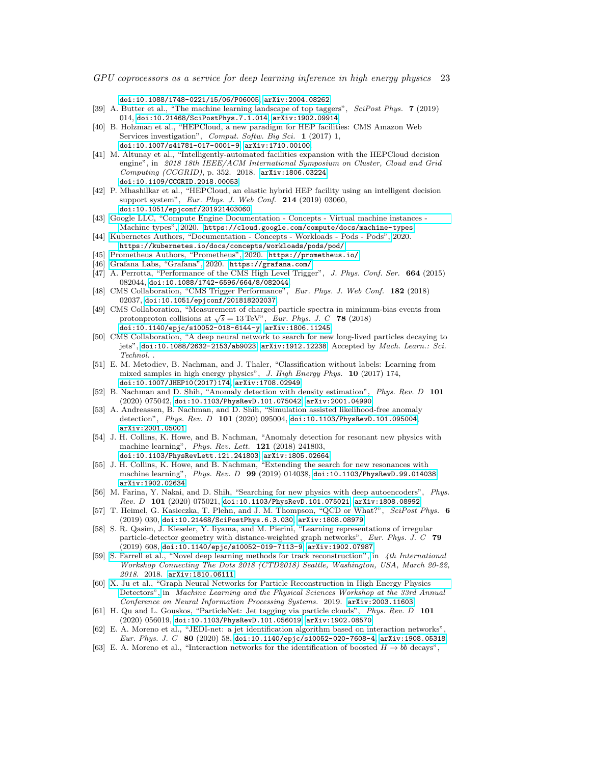doi:10.1088/1748-0221/15/06/P06005, arXiv:2004.08262.

[39] A. Butter et al., "The machine learning landscape of top taggers", *SciPost Phys.* **7** (2019) 014, doi:10.21468/SciPostPhys.7.1.014, arXiv:1902.09914.

[40] B. Holzman et al., "HEPCloud, a new paradigm for HEP facilities: CMS Amazon Web Services investigation", *Comput. Softw. Big Sci.* **1** (2017) 1, doi:10.1007/s41781-017-0001-9, arXiv:1710.00100.

[41] M. Altunay et al., "Intelligently-automated facilities expansion with the HEPCloud decision engine", in *2018 18th IEEE/ACM International Symposium on Cluster, Cloud and Grid Computing (CCGRID)*, p. 352. 2018. arXiv:1806.03224. doi:10.1109/CCGRID.2018.00053.

[42] P. Mhashilkar et al., "HEPCloud, an elastic hybrid HEP facility using an intelligent decision support system", *Eur. Phys. J. Web Conf.* **214** (2019) 03060, doi:10.1051/epjconf/201921403060.

[43] Google LLC, "Compute Engine Documentation - Concepts - Virtual machine instances - Machine types", 2020. https://cloud.google.com/compute/docs/machine-types.

[44] Kubernetes Authors, "Documentation - Concepts - Workloads - Pods - Pods", 2020. https://kubernetes.io/docs/concepts/workloads/pods/pod/.

[45] Prometheus Authors, "Prometheus", 2020. https://prometheus.io/.

[46] Grafana Labs, "Grafana", 2020. https://grafana.com/.

[47] A. Perrotta, "Performance of the CMS High Level Trigger", *J. Phys. Conf. Ser.* **664** (2015) 082044, doi:10.1088/1742-6596/664/8/082044.

[48] CMS Collaboration, "CMS Trigger Performance", *Eur. Phys. J. Web Conf.* **182** (2018) 02037, doi:10.1051/epjconf/201818202037.

[49] CMS Collaboration, "Measurement of charged particle spectra in minimum-bias events from protonproton collisions at $\sqrt{s} = 13\,\mathrm{TeV}$", *Eur. Phys. J. C* **78** (2018) doi:10.1140/epjc/s10052-018-6144-y, arXiv:1806.11245.

[50] CMS Collaboration, "A deep neural network to search for new long-lived particles decaying to jets", doi:10.1088/2632-2153/ab9023, arXiv:1912.12238. Accepted by *Mach. Learn.: Sci. Technol.*.

[51] E. M. Metodiev, B. Nachman, and J. Thaler, "Classification without labels: Learning from mixed samples in high energy physics", *J. High Energy Phys.* **10** (2017) 174, doi:10.1007/JHEP10(2017)174, arXiv:1708.02949.

[52] B. Nachman and D. Shih, "Anomaly detection with density estimation", *Phys. Rev. D* **101** (2020) 075042, doi:10.1103/PhysRevD.101.075042, arXiv:2001.04990.

[53] A. Andreassen, B. Nachman, and D. Shih, "Simulation assisted likelihood-free anomaly detection", *Phys. Rev. D* **101** (2020) 095004, doi:10.1103/PhysRevD.101.095004, arXiv:2001.05001.

[54] J. H. Collins, K. Howe, and B. Nachman, "Anomaly detection for resonant new physics with machine learning", *Phys. Rev. Lett.* **121** (2018) 241803, doi:10.1103/PhysRevLett.121.241803, arXiv:1805.02664.

[55] J. H. Collins, K. Howe, and B. Nachman, "Extending the search for new resonances with machine learning", *Phys. Rev. D* **99** (2019) 014038, doi:10.1103/PhysRevD.99.014038, arXiv:1902.02634.

[56] M. Farina, Y. Nakai, and D. Shih, "Searching for new physics with deep autoencoders", *Phys. Rev. D* **101** (2020) 075021, doi:10.1103/PhysRevD.101.075021, arXiv:1808.08992.

[57] T. Heimel, G. Kasieczka, T. Plehn, and J. M. Thompson, "QCD or What?", *SciPost Phys.* **6** (2019) 030, doi:10.21468/SciPostPhys.6.3.030, arXiv:1808.08979.

[58] S. R. Qasim, J. Kieseler, Y. Iiyama, and M. Pierini, "Learning representations of irregular particle-detector geometry with distance-weighted graph networks", *Eur. Phys. J. C* **79** (2019) 608, doi:10.1140/epjc/s10052-019-7113-9, arXiv:1902.07987.

[59] S. Farrell et al., "Novel deep learning methods for track reconstruction", in *4th International Workshop Connecting The Dots 2018 (CTD2018) Seattle, Washington, USA, March 20-22, 2018*. 2018. arXiv:1810.06111.

[60] X. Ju et al., "Graph Neural Networks for Particle Reconstruction in High Energy Physics Detectors", in *Machine Learning and the Physical Sciences Workshop at the 33rd Annual Conference on Neural Information Processing Systems*. 2019. arXiv:2003.11603.

[61] H. Qu and L. Gouskos, "ParticleNet: Jet tagging via particle clouds", *Phys. Rev. D* **101** (2020) 056019, doi:10.1103/PhysRevD.101.056019, arXiv:1902.08570.

[62] E. A. Moreno et al., "JEDI-net: a jet identification algorithm based on interaction networks", *Eur. Phys. J. C* **80** (2020) 58, doi:10.1140/epjc/s10052-020-7608-4, arXiv:1908.05318.

[63] E. A. Moreno et al., "Interaction networks for the identification of boosted $H \to bb$ decays",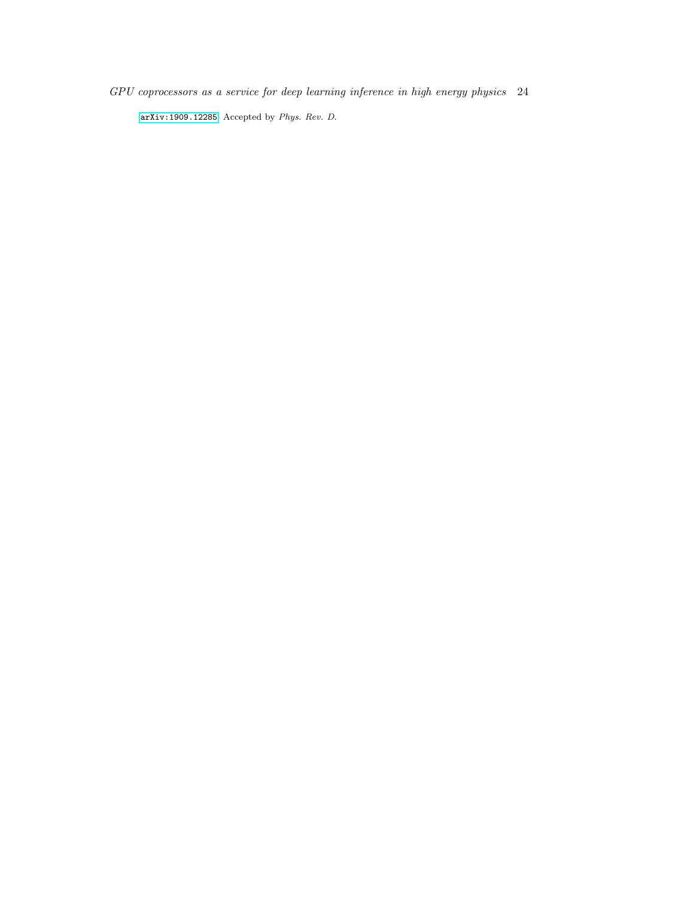arXiv:1909.12285. Accepted by *Phys. Rev. D.*